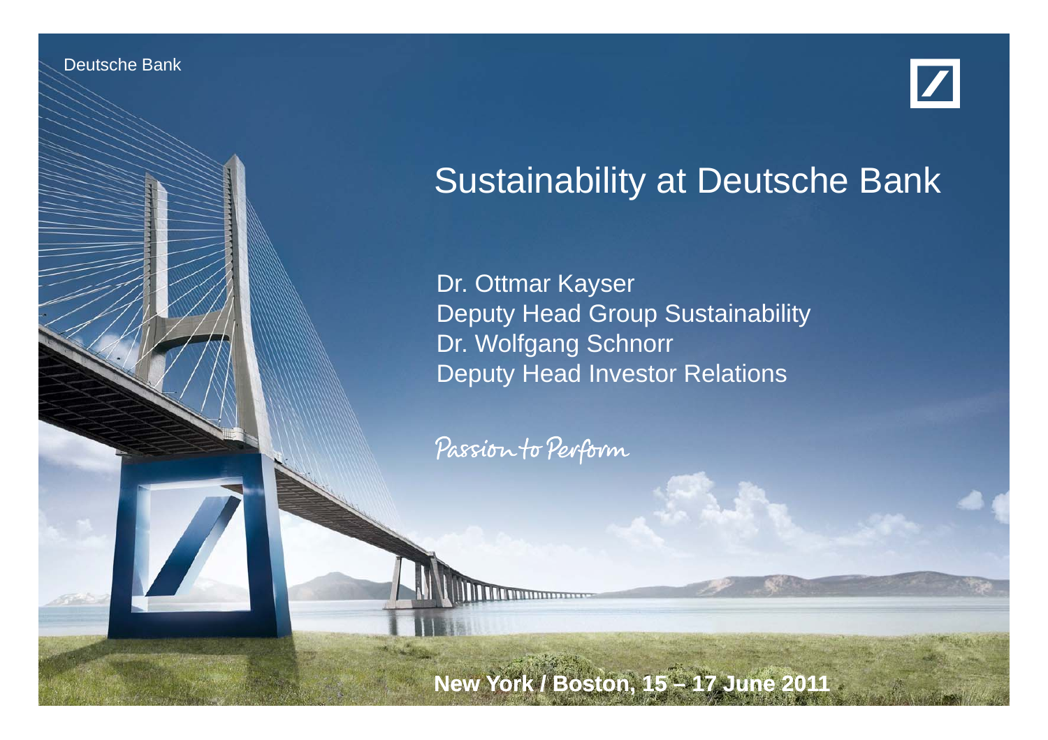Deutsche Bank

# Sustainability at Deutsche Bank

Dr. Ottmar Kayser
Deputy Head Group Sustainability
Dr. Wolfgang Schnorr
Deputy Head Investor Relations

*Passion to Perform*

**New York / Boston, 15 – 17 June 2011**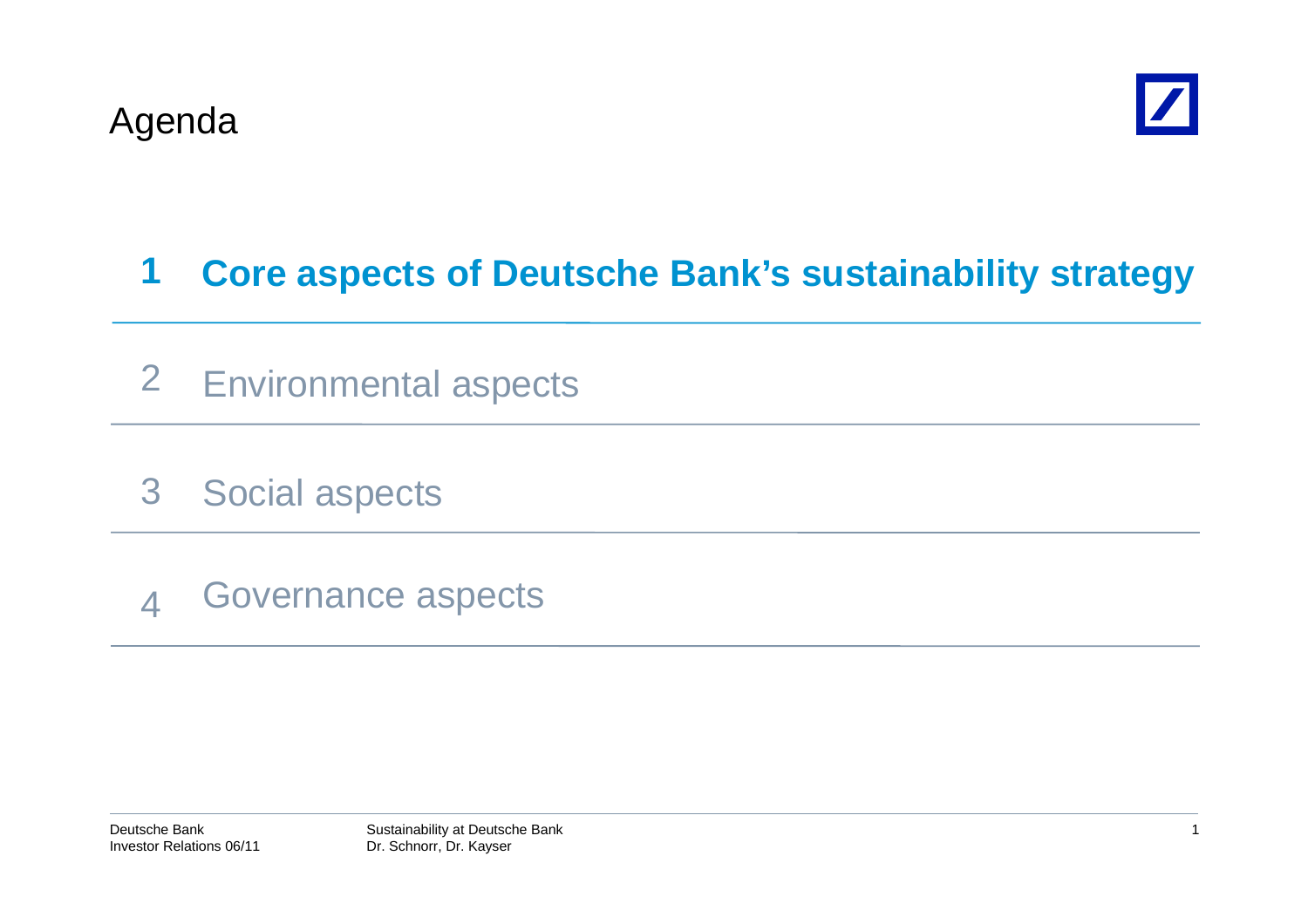# Agenda

1 **Core aspects of Deutsche Bank's sustainability strategy**

2 Environmental aspects

3 Social aspects

4 Governance aspects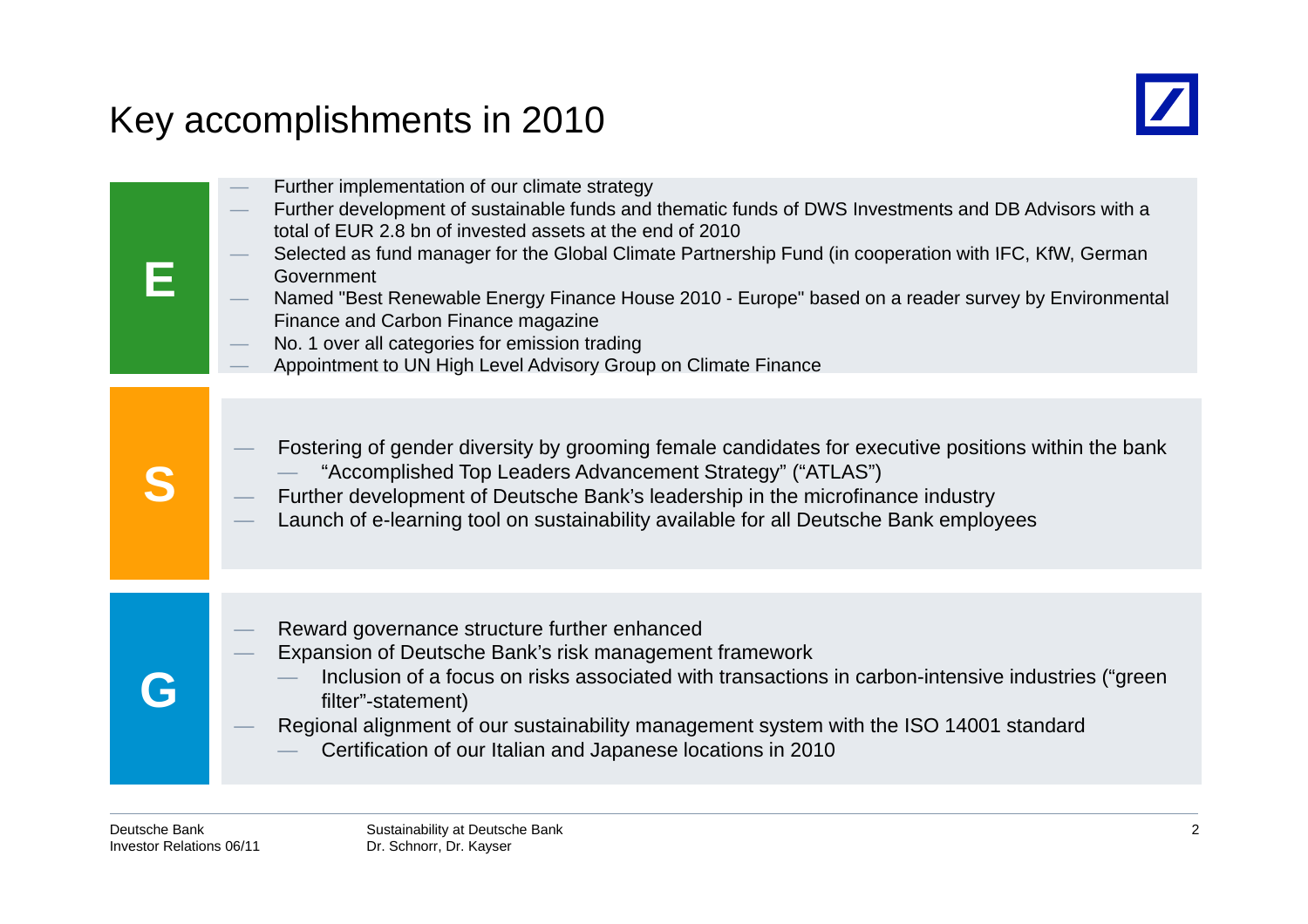# Key accomplishments in 2010

## E

- Further implementation of our climate strategy
- Further development of sustainable funds and thematic funds of DWS Investments and DB Advisors with a total of EUR 2.8 bn of invested assets at the end of 2010
- Selected as fund manager for the Global Climate Partnership Fund (in cooperation with IFC, KfW, German Government
- Named "Best Renewable Energy Finance House 2010 - Europe" based on a reader survey by Environmental Finance and Carbon Finance magazine
- No. 1 over all categories for emission trading
- Appointment to UN High Level Advisory Group on Climate Finance

## S

- Fostering of gender diversity by grooming female candidates for executive positions within the bank
  - "Accomplished Top Leaders Advancement Strategy" ("ATLAS")
- Further development of Deutsche Bank's leadership in the microfinance industry
- Launch of e-learning tool on sustainability available for all Deutsche Bank employees

## G

- Reward governance structure further enhanced
- Expansion of Deutsche Bank's risk management framework
  - Inclusion of a focus on risks associated with transactions in carbon-intensive industries ("green filter"-statement)
- Regional alignment of our sustainability management system with the ISO 14001 standard
  - Certification of our Italian and Japanese locations in 2010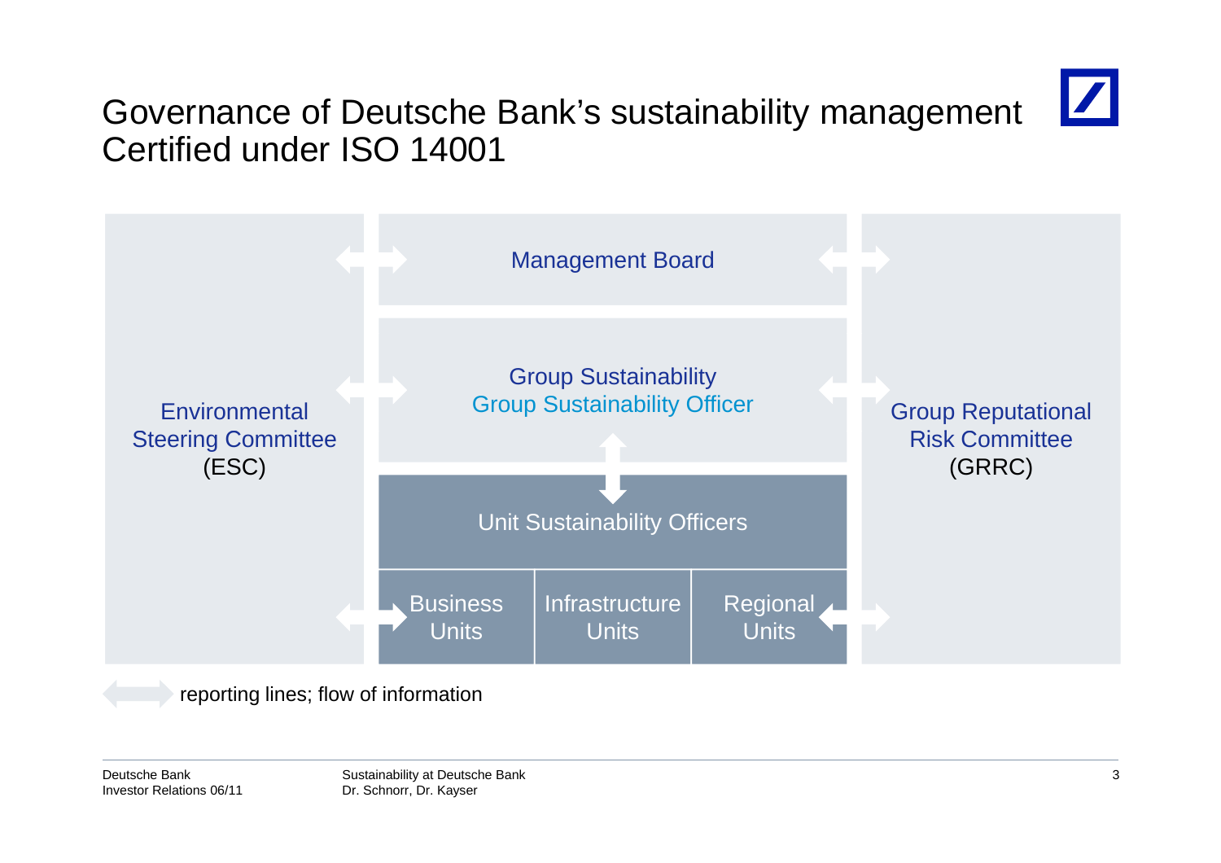# Governance of Deutsche Bank's sustainability management Certified under ISO 14001

Management Board

Group Sustainability
Group Sustainability Officer

Environmental Steering Committee (ESC)

Group Reputational Risk Committee (GRRC)

Unit Sustainability Officers

Business Units | Infrastructure Units | Regional Units

reporting lines; flow of information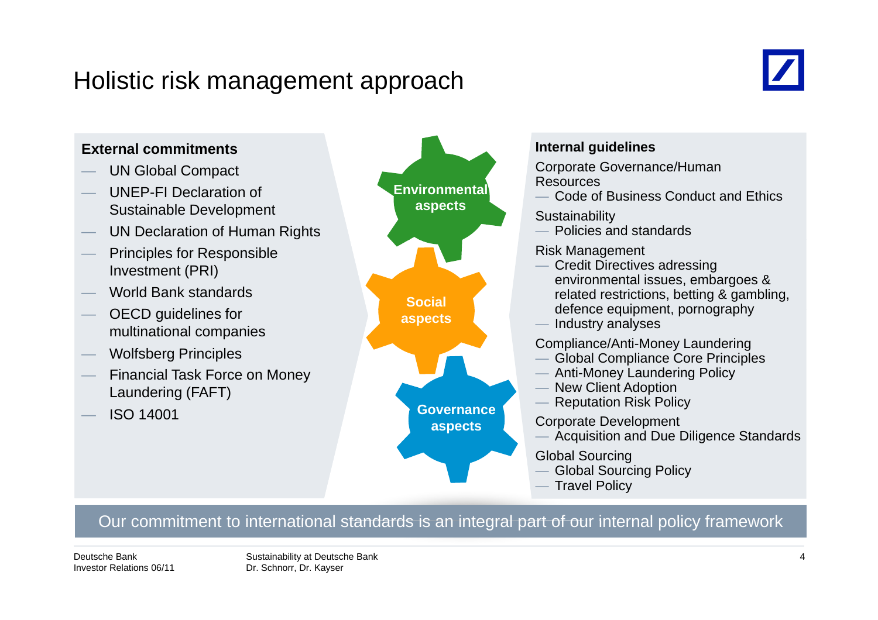# Holistic risk management approach

**External commitments**

- UN Global Compact
- UNEP-FI Declaration of Sustainable Development
- UN Declaration of Human Rights
- Principles for Responsible Investment (PRI)
- World Bank standards
- OECD guidelines for multinational companies
- Wolfsberg Principles
- Financial Task Force on Money Laundering (FAFT)
- ISO 14001

**Environmental aspects**

**Social aspects**

**Governance aspects**

**Internal guidelines**

Corporate Governance/Human Resources
- Code of Business Conduct and Ethics

Sustainability
- Policies and standards

Risk Management
- Credit Directives adressing environmental issues, embargoes & related restrictions, betting & gambling, defence equipment, pornography
- Industry analyses

Compliance/Anti-Money Laundering
- Global Compliance Core Principles
- Anti-Money Laundering Policy
- New Client Adoption
- Reputation Risk Policy

Corporate Development
- Acquisition and Due Diligence Standards

Global Sourcing
- Global Sourcing Policy
- Travel Policy

Our commitment to international standards is an integral part of our internal policy framework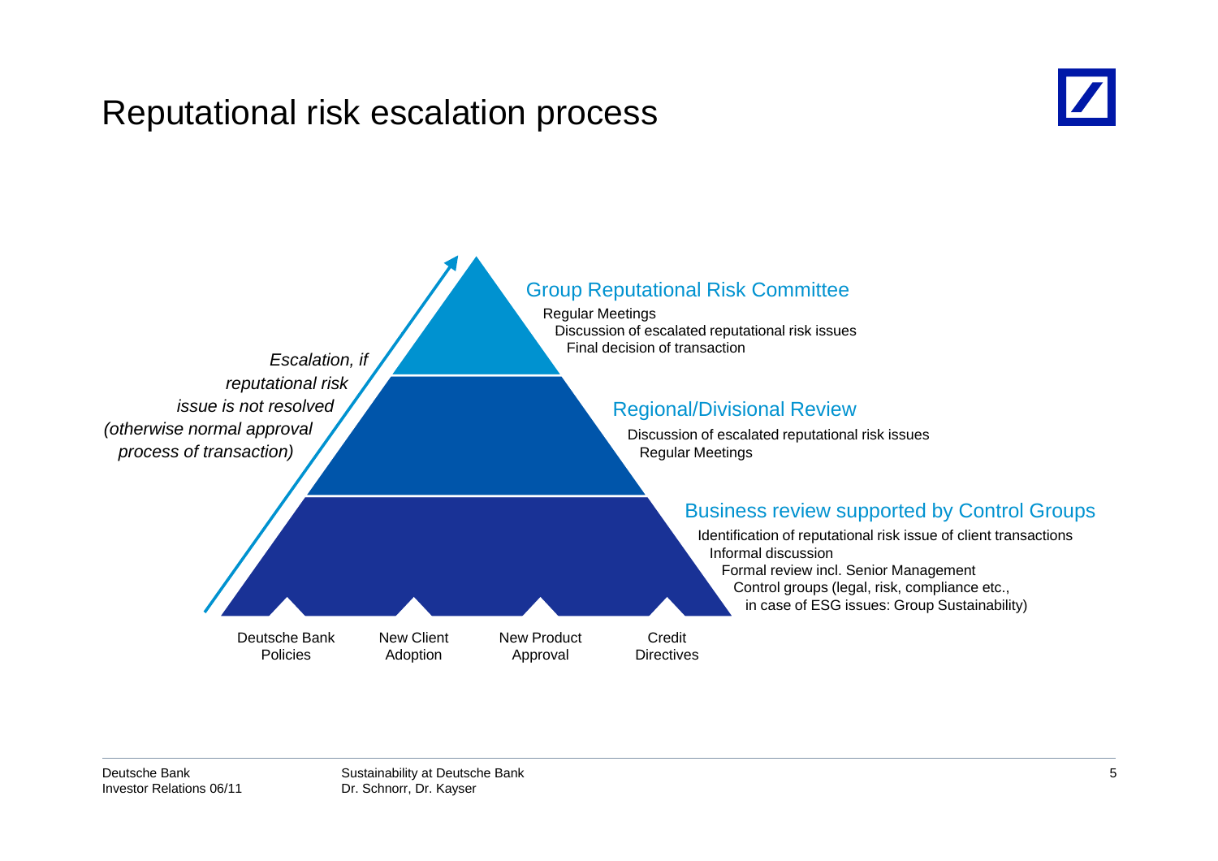# Reputational risk escalation process

*Escalation, if reputational risk issue is not resolved (otherwise normal approval process of transaction)*

### Group Reputational Risk Committee

- Regular Meetings
- Discussion of escalated reputational risk issues
- Final decision of transaction

### Regional/Divisional Review

- Discussion of escalated reputational risk issues
- Regular Meetings

### Business review supported by Control Groups

- Identification of reputational risk issue of client transactions
- Informal discussion
- Formal review incl. Senior Management
- Control groups (legal, risk, compliance etc., in case of ESG issues: Group Sustainability)

Deutsche Bank Policies | New Client Adoption | New Product Approval | Credit Directives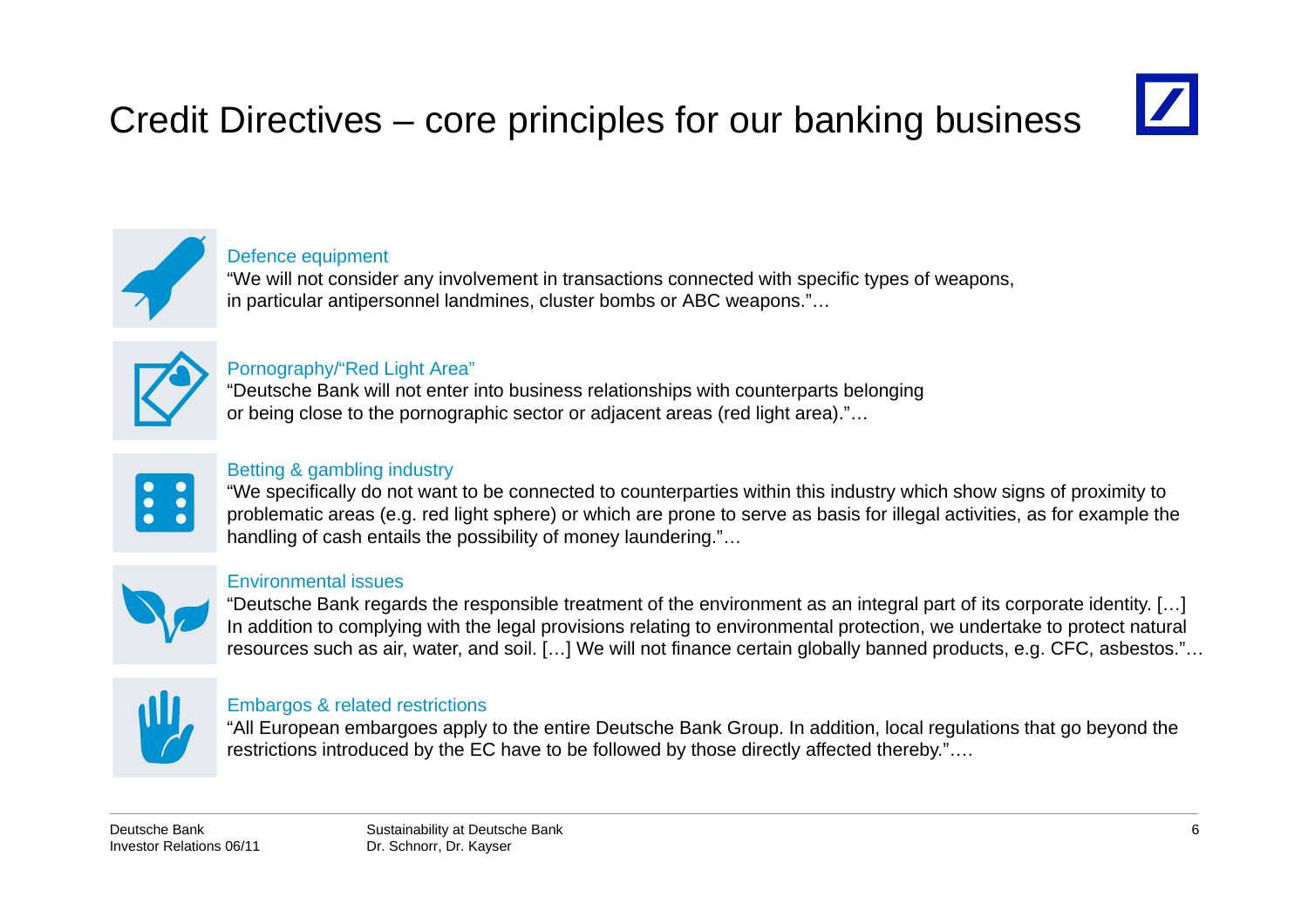# Credit Directives – core principles for our banking business

### Defence equipment

"We will not consider any involvement in transactions connected with specific types of weapons, in particular antipersonnel landmines, cluster bombs or ABC weapons."…

### Pornography/"Red Light Area"

"Deutsche Bank will not enter into business relationships with counterparts belonging or being close to the pornographic sector or adjacent areas (red light area)."…

### Betting & gambling industry

"We specifically do not want to be connected to counterparties within this industry which show signs of proximity to problematic areas (e.g. red light sphere) or which are prone to serve as basis for illegal activities, as for example the handling of cash entails the possibility of money laundering."…

### Environmental issues

"Deutsche Bank regards the responsible treatment of the environment as an integral part of its corporate identity. […] In addition to complying with the legal provisions relating to environmental protection, we undertake to protect natural resources such as air, water, and soil. […] We will not finance certain globally banned products, e.g. CFC, asbestos."…

### Embargos & related restrictions

"All European embargoes apply to the entire Deutsche Bank Group. In addition, local regulations that go beyond the restrictions introduced by the EC have to be followed by those directly affected thereby."….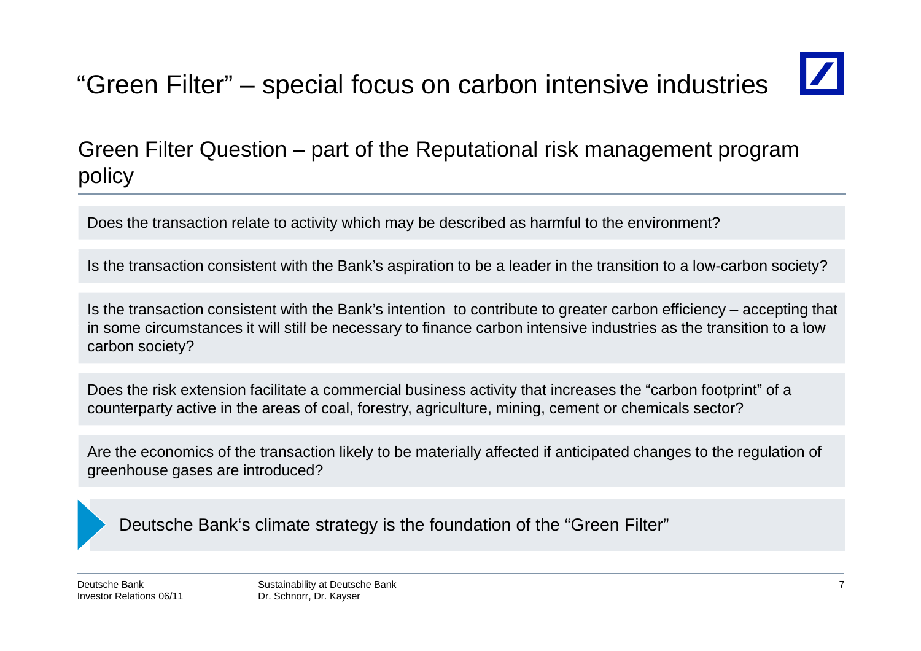# "Green Filter" – special focus on carbon intensive industries

## Green Filter Question – part of the Reputational risk management program policy

Does the transaction relate to activity which may be described as harmful to the environment?

Is the transaction consistent with the Bank's aspiration to be a leader in the transition to a low-carbon society?

Is the transaction consistent with the Bank's intention to contribute to greater carbon efficiency – accepting that in some circumstances it will still be necessary to finance carbon intensive industries as the transition to a low carbon society?

Does the risk extension facilitate a commercial business activity that increases the "carbon footprint" of a counterparty active in the areas of coal, forestry, agriculture, mining, cement or chemicals sector?

Are the economics of the transaction likely to be materially affected if anticipated changes to the regulation of greenhouse gases are introduced?

Deutsche Bank's climate strategy is the foundation of the "Green Filter"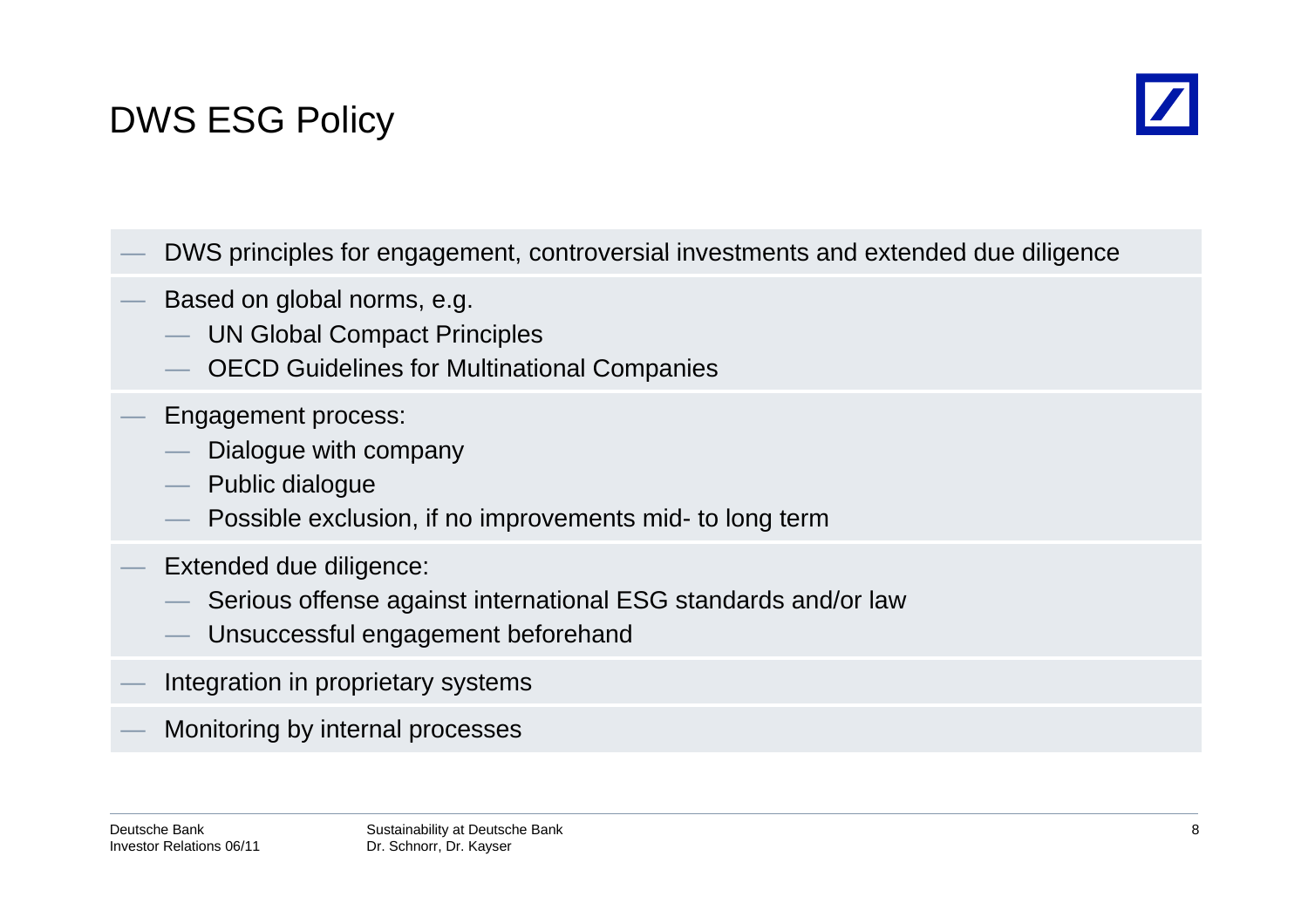# DWS ESG Policy

- DWS principles for engagement, controversial investments and extended due diligence
- Based on global norms, e.g.
  - UN Global Compact Principles
  - OECD Guidelines for Multinational Companies
- Engagement process:
  - Dialogue with company
  - Public dialogue
  - Possible exclusion, if no improvements mid- to long term
- Extended due diligence:
  - Serious offense against international ESG standards and/or law
  - Unsuccessful engagement beforehand
- Integration in proprietary systems
- Monitoring by internal processes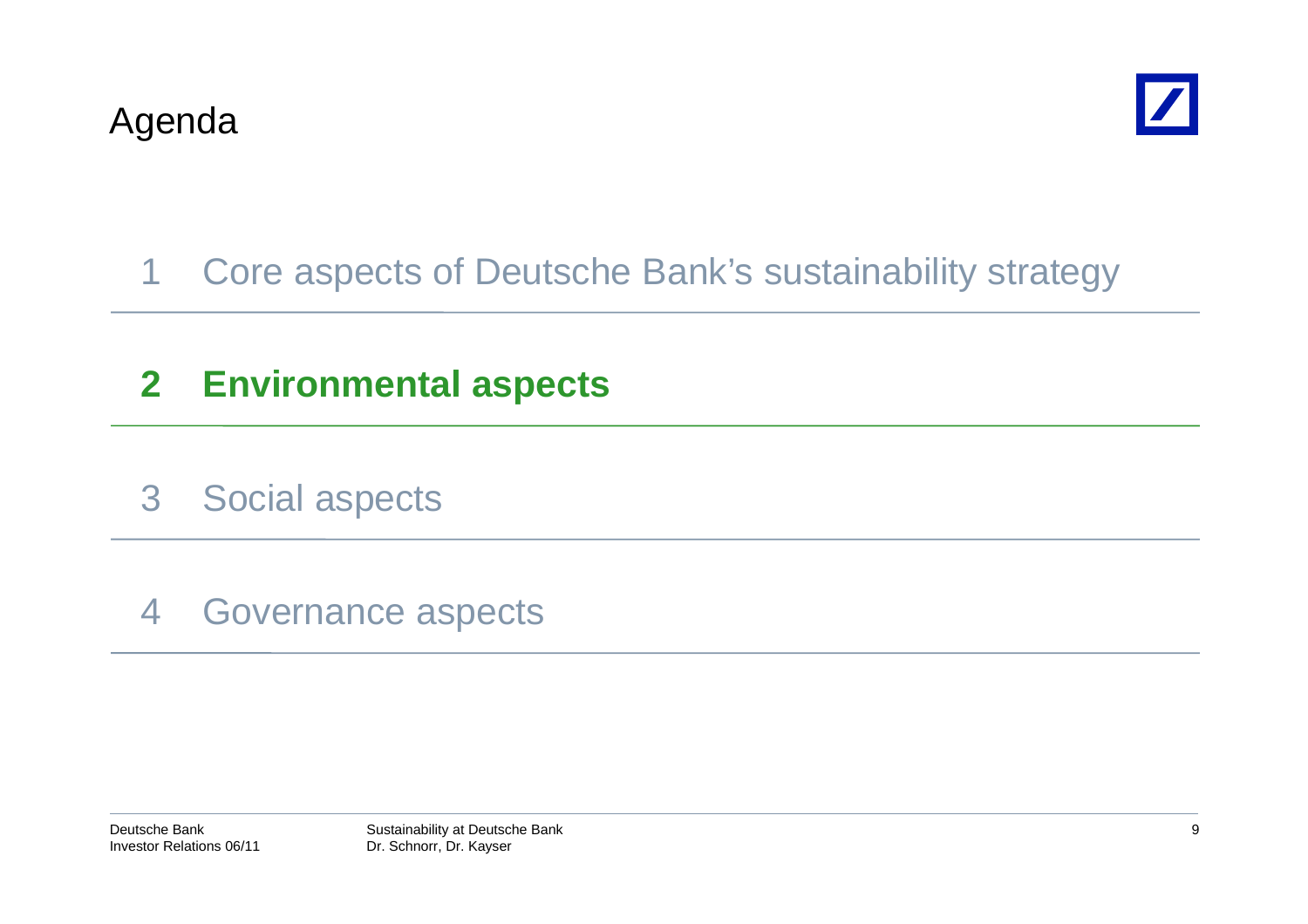# Agenda

1 Core aspects of Deutsche Bank's sustainability strategy

**2 Environmental aspects**

3 Social aspects

4 Governance aspects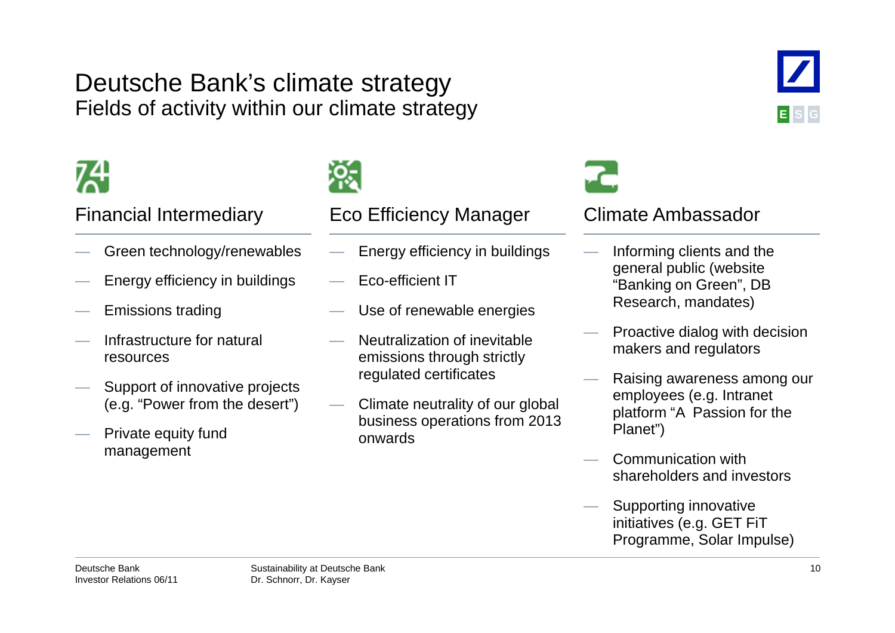# Deutsche Bank's climate strategy

## Fields of activity within our climate strategy

### Financial Intermediary

- Green technology/renewables
- Energy efficiency in buildings
- Emissions trading
- Infrastructure for natural resources
- Support of innovative projects (e.g. "Power from the desert")
- Private equity fund management

### Eco Efficiency Manager

- Energy efficiency in buildings
- Eco-efficient IT
- Use of renewable energies
- Neutralization of inevitable emissions through strictly regulated certificates
- Climate neutrality of our global business operations from 2013 onwards

### Climate Ambassador

- Informing clients and the general public (website "Banking on Green", DB Research, mandates)
- Proactive dialog with decision makers and regulators
- Raising awareness among our employees (e.g. Intranet platform "A Passion for the Planet")
- Communication with shareholders and investors
- Supporting innovative initiatives (e.g. GET FiT Programme, Solar Impulse)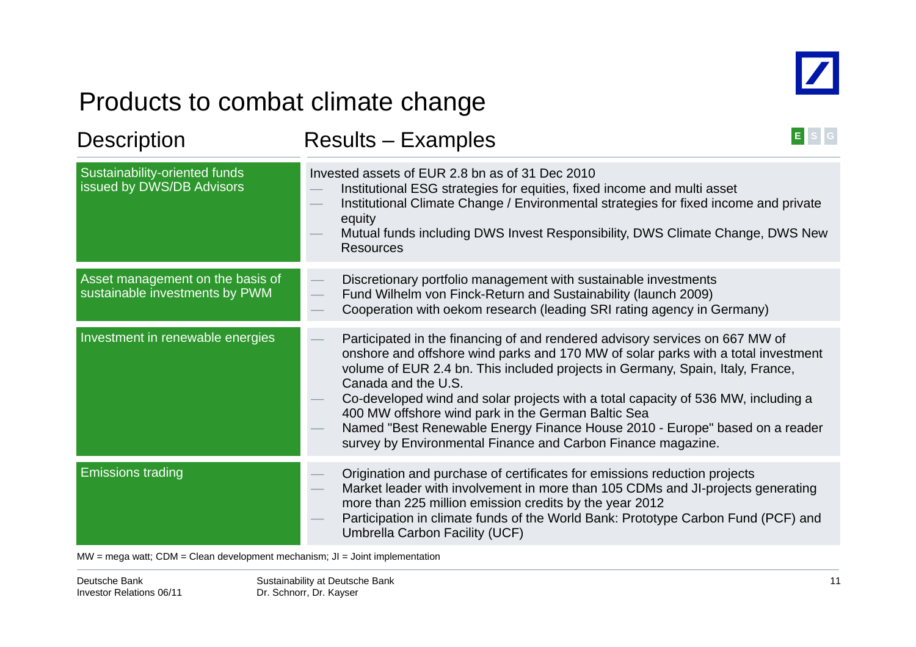# Products to combat climate change

| Description | Results – Examples |
|---|---|
| Sustainability-oriented funds issued by DWS/DB Advisors | Invested assets of EUR 2.8 bn as of 31 Dec 2010<br>— Institutional ESG strategies for equities, fixed income and multi asset<br>— Institutional Climate Change / Environmental strategies for fixed income and private equity<br>— Mutual funds including DWS Invest Responsibility, DWS Climate Change, DWS New Resources |
| Asset management on the basis of sustainable investments by PWM | — Discretionary portfolio management with sustainable investments<br>— Fund Wilhelm von Finck-Return and Sustainability (launch 2009)<br>— Cooperation with oekom research (leading SRI rating agency in Germany) |
| Investment in renewable energies | — Participated in the financing of and rendered advisory services on 667 MW of onshore and offshore wind parks and 170 MW of solar parks with a total investment volume of EUR 2.4 bn. This included projects in Germany, Spain, Italy, France, Canada and the U.S.<br>— Co-developed wind and solar projects with a total capacity of 536 MW, including a 400 MW offshore wind park in the German Baltic Sea<br>— Named "Best Renewable Energy Finance House 2010 - Europe" based on a reader survey by Environmental Finance and Carbon Finance magazine. |
| Emissions trading | — Origination and purchase of certificates for emissions reduction projects<br>— Market leader with involvement in more than 105 CDMs and JI-projects generating more than 225 million emission credits by the year 2012<br>— Participation in climate funds of the World Bank: Prototype Carbon Fund (PCF) and Umbrella Carbon Facility (UCF) |

MW = mega watt; CDM = Clean development mechanism; JI = Joint implementation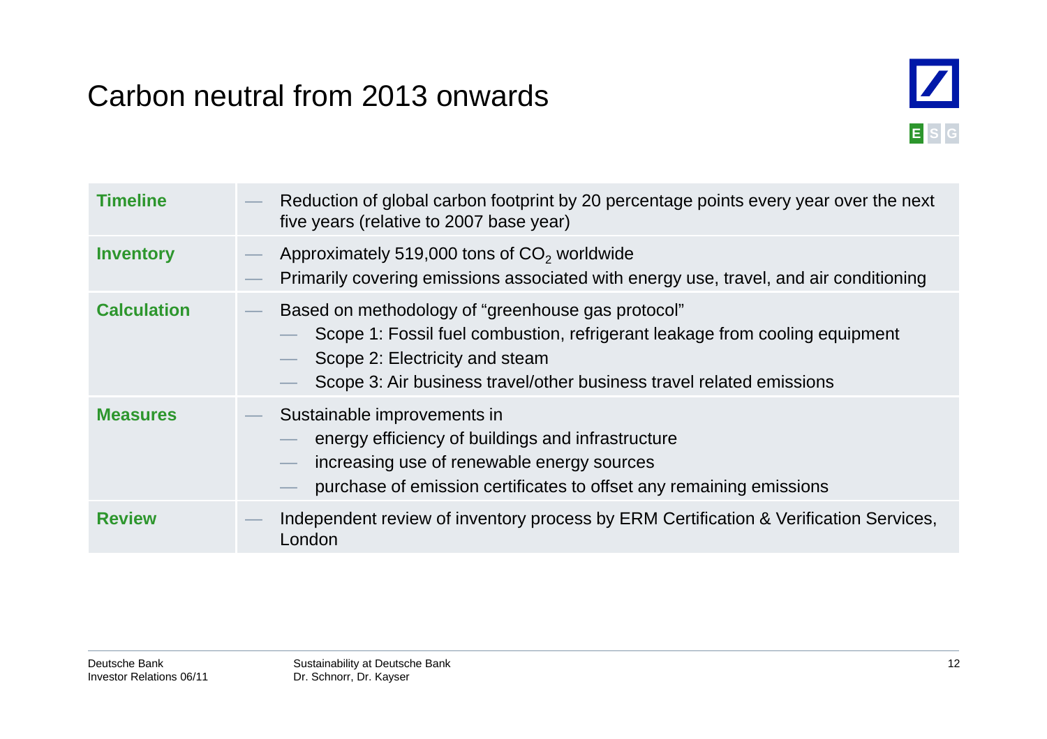# Carbon neutral from 2013 onwards

E S G

| | |
|---|---|
| **Timeline** | — Reduction of global carbon footprint by 20 percentage points every year over the next five years (relative to 2007 base year) |
| **Inventory** | — Approximately 519,000 tons of $CO_2$ worldwide<br>— Primarily covering emissions associated with energy use, travel, and air conditioning |
| **Calculation** | — Based on methodology of "greenhouse gas protocol"<br>— Scope 1: Fossil fuel combustion, refrigerant leakage from cooling equipment<br>— Scope 2: Electricity and steam<br>— Scope 3: Air business travel/other business travel related emissions |
| **Measures** | — Sustainable improvements in<br>— energy efficiency of buildings and infrastructure<br>— increasing use of renewable energy sources<br>— purchase of emission certificates to offset any remaining emissions |
| **Review** | — Independent review of inventory process by ERM Certification & Verification Services, London |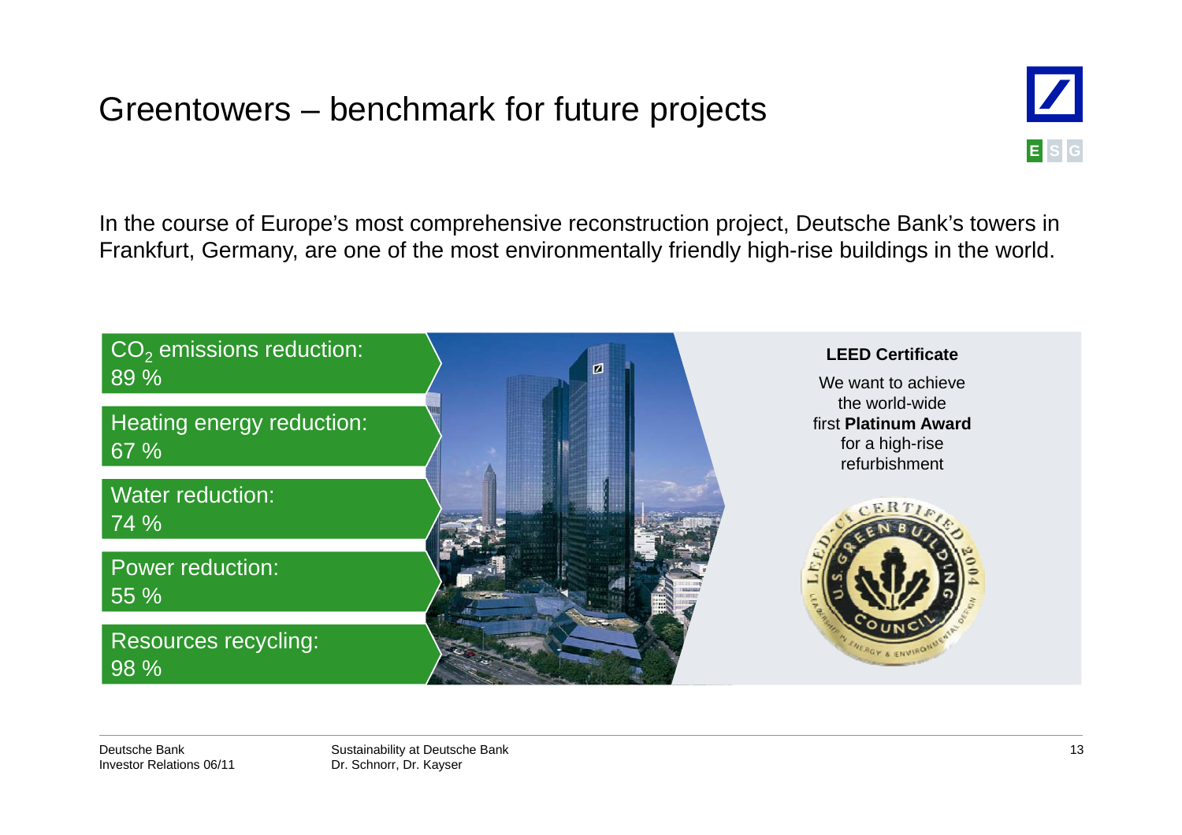# Greentowers – benchmark for future projects

In the course of Europe's most comprehensive reconstruction project, Deutsche Bank's towers in Frankfurt, Germany, are one of the most environmentally friendly high-rise buildings in the world.

- $CO_2$ emissions reduction: 89 %
- Heating energy reduction: 67 %
- Water reduction: 74 %
- Power reduction: 55 %
- Resources recycling: 98 %

**LEED Certificate**

We want to achieve the world-wide first **Platinum Award** for a high-rise refurbishment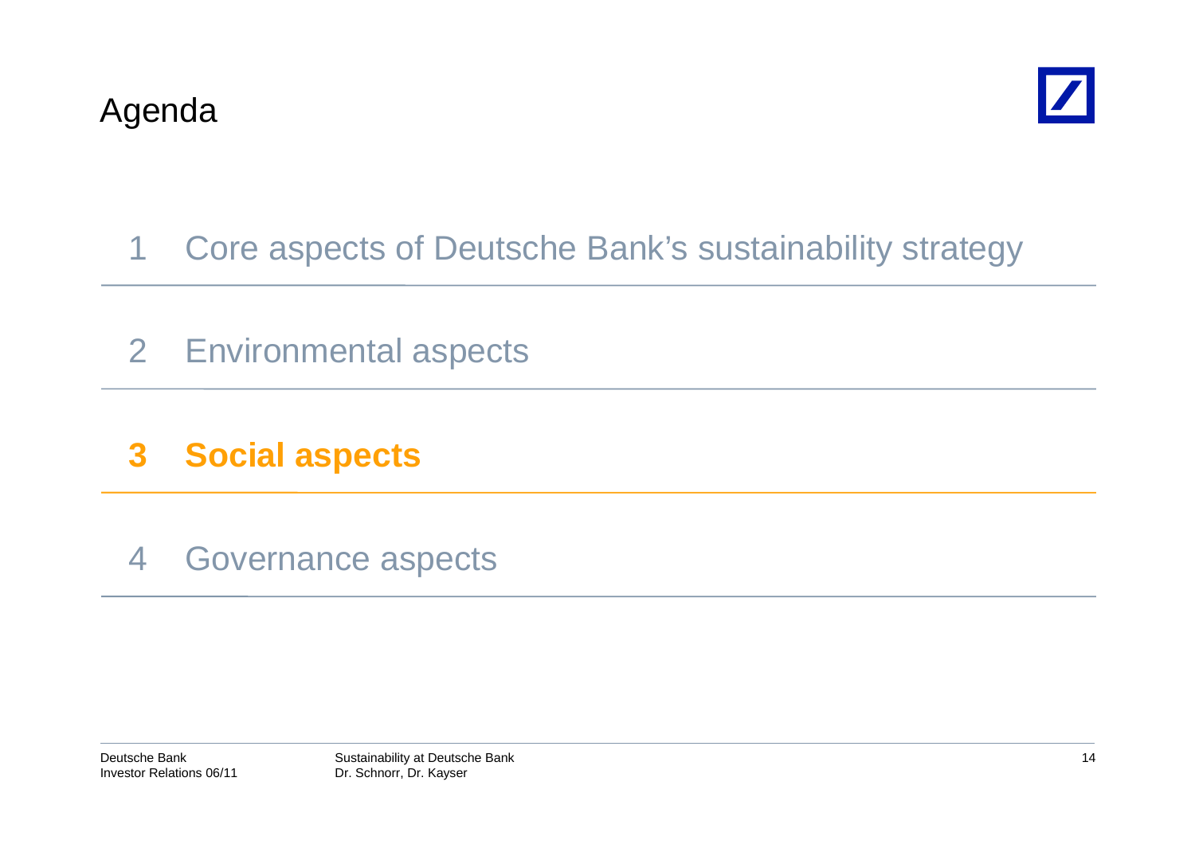# Agenda

1 Core aspects of Deutsche Bank's sustainability strategy

2 Environmental aspects

**3 Social aspects**

4 Governance aspects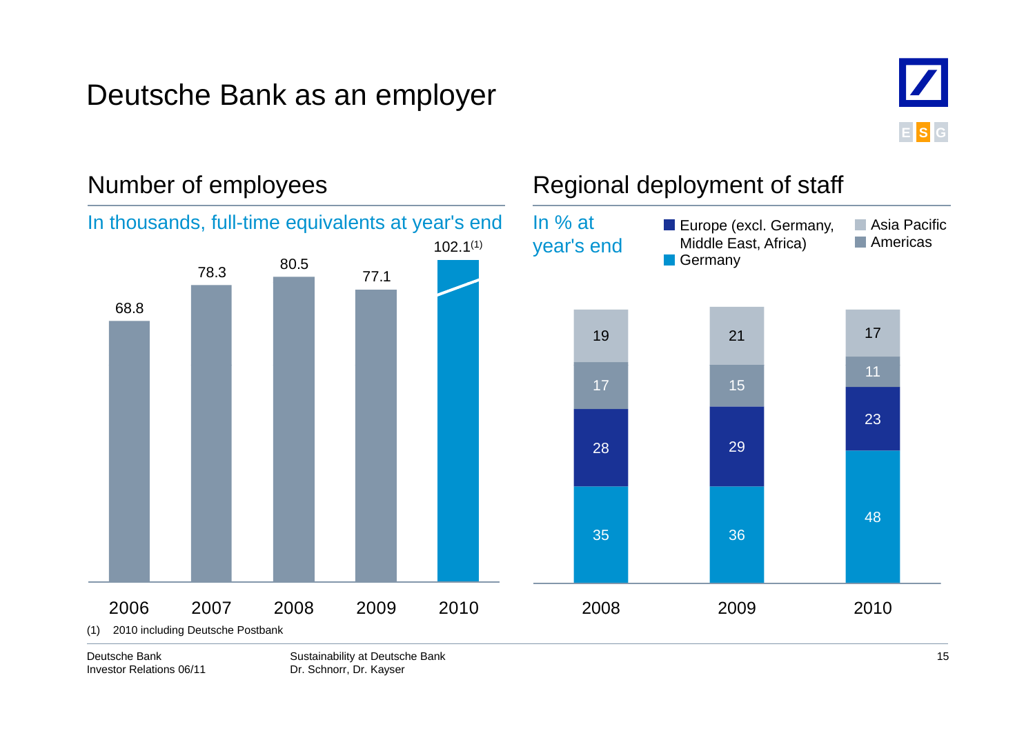# Deutsche Bank as an employer

## Number of employees

In thousands, full-time equivalents at year's end

| Year | Employees |
|---|---|
| 2006 | 68.8 |
| 2007 | 78.3 |
| 2008 | 80.5 |
| 2009 | 77.1 |
| 2010 | 102.1[(1)] |

(1) 2010 including Deutsche Postbank

## Regional deployment of staff

In % at year's end

| Region | 2008 | 2009 | 2010 |
|---|---|---|---|
| Asia Pacific | 19 | 21 | 17 |
| Americas | 17 | 15 | 11 |
| Europe (excl. Germany, Middle East, Africa) | 28 | 29 | 23 |
| Germany | 35 | 36 | 48 |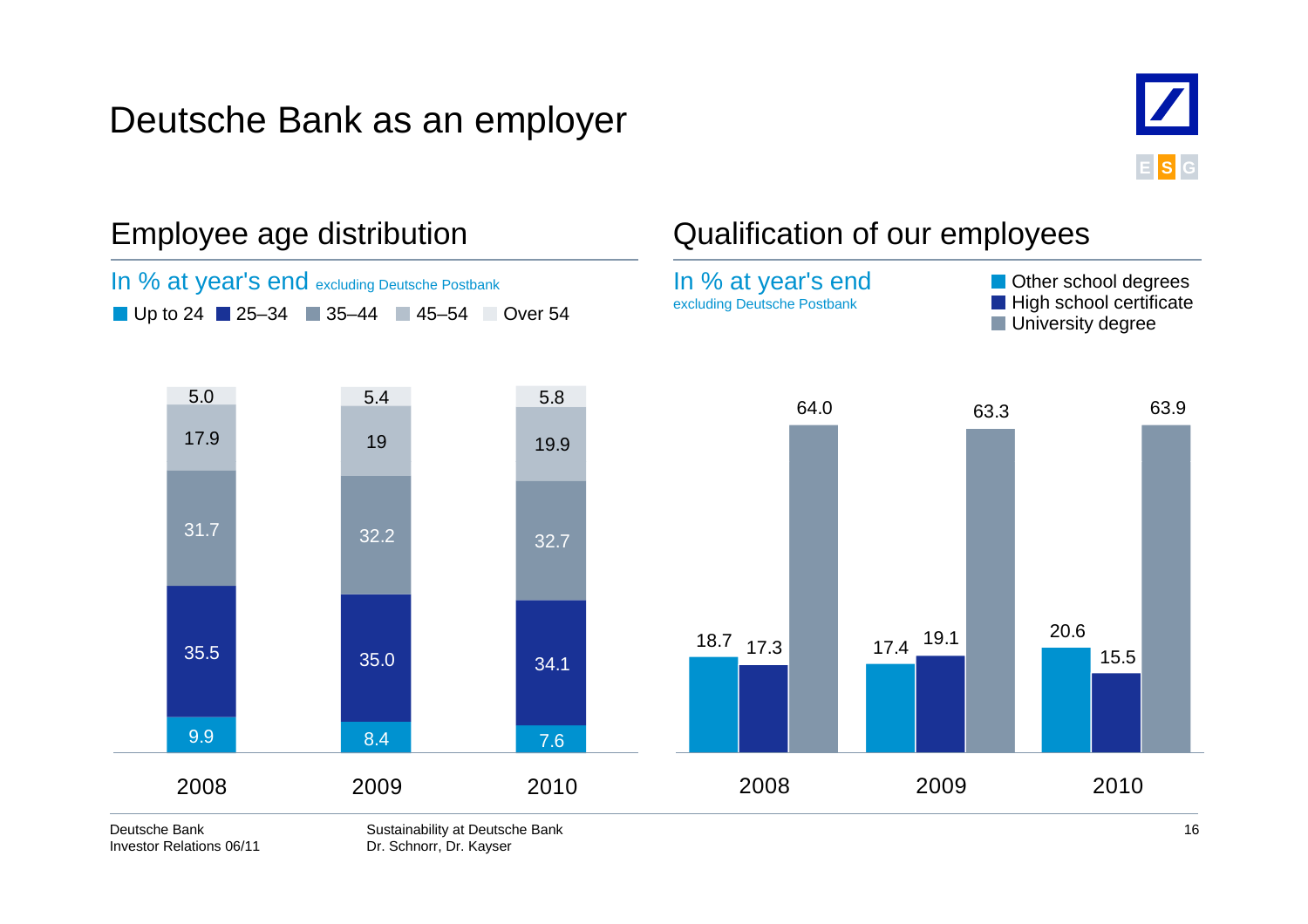# Deutsche Bank as an employer

## Employee age distribution

In % at year's end excluding Deutsche Postbank

| | 2008 | 2009 | 2010 |
|---|---|---|---|
| Up to 24 | 9.9 | 8.4 | 7.6 |
| 25–34 | 35.5 | 35.0 | 34.1 |
| 35–44 | 31.7 | 32.2 | 32.7 |
| 45–54 | 17.9 | 19 | 19.9 |
| Over 54 | 5.0 | 5.4 | 5.8 |

## Qualification of our employees

In % at year's end
excluding Deutsche Postbank

| | 2008 | 2009 | 2010 |
|---|---|---|---|
| Other school degrees | 18.7 | 17.4 | 20.6 |
| High school certificate | 17.3 | 19.1 | 15.5 |
| University degree | 64.0 | 63.3 | 63.9 |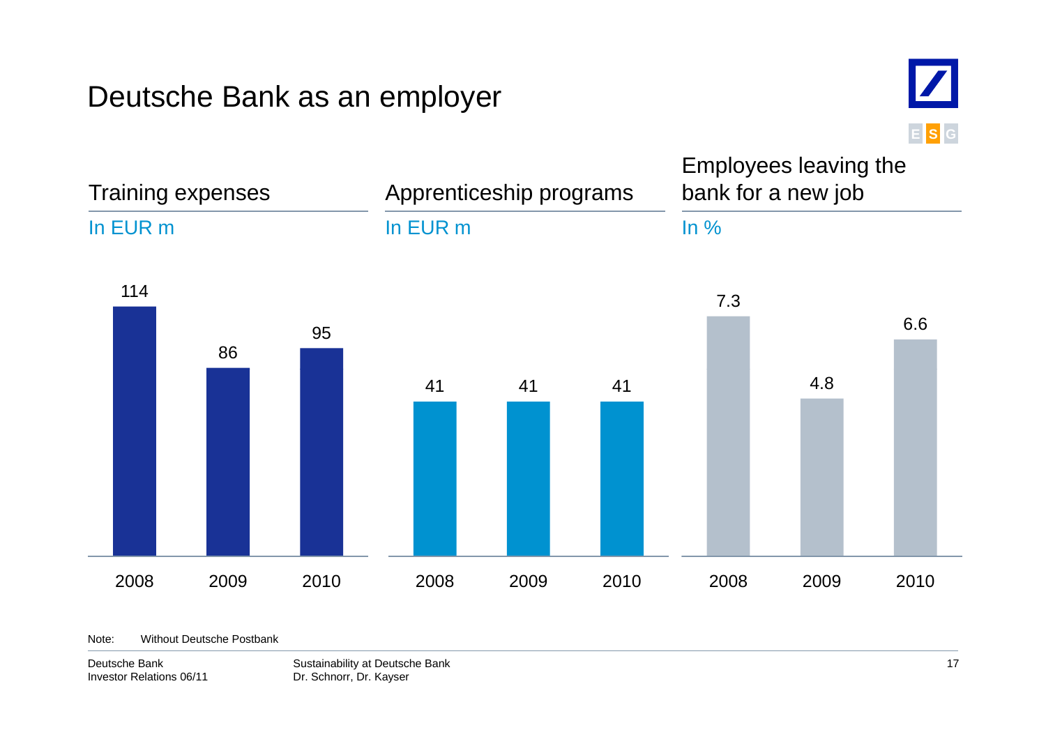# Deutsche Bank as an employer

ESG

## Training expenses

In EUR m

| 2008 | 2009 | 2010 |
|---|---|---|
| 114 | 86 | 95 |

## Apprenticeship programs

In EUR m

| 2008 | 2009 | 2010 |
|---|---|---|
| 41 | 41 | 41 |

## Employees leaving the bank for a new job

In %

| 2008 | 2009 | 2010 |
|---|---|---|
| 7.3 | 4.8 | 6.6 |

Note: Without Deutsche Postbank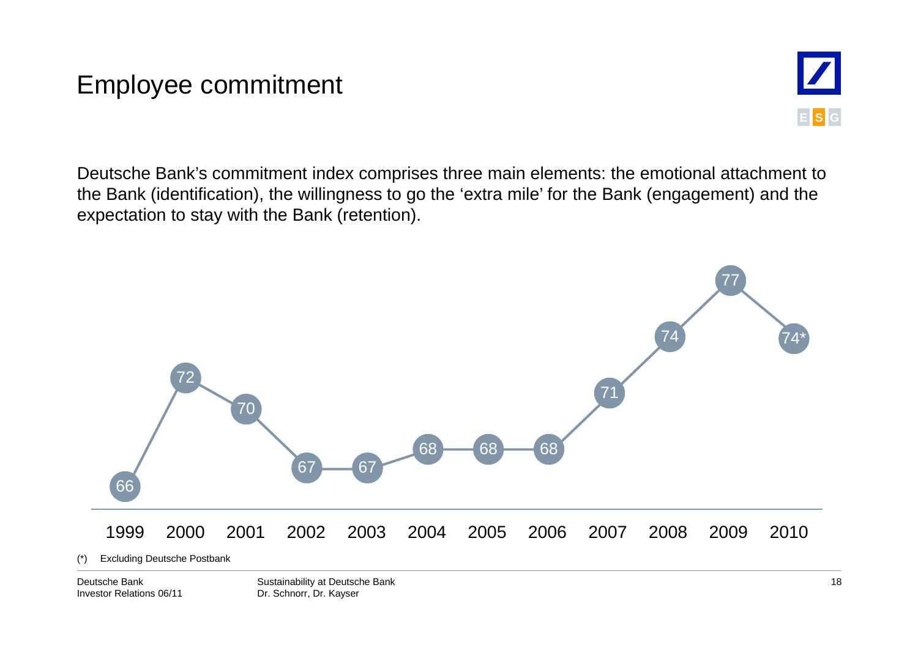# Employee commitment

Deutsche Bank's commitment index comprises three main elements: the emotional attachment to the Bank (identification), the willingness to go the 'extra mile' for the Bank (engagement) and the expectation to stay with the Bank (retention).

| 1999 | 2000 | 2001 | 2002 | 2003 | 2004 | 2005 | 2006 | 2007 | 2008 | 2009 | 2010 |
|---|---|---|---|---|---|---|---|---|---|---|---|
| 66 | 72 | 70 | 67 | 67 | 68 | 68 | 68 | 71 | 74 | 77 | 74* |

(*) Excluding Deutsche Postbank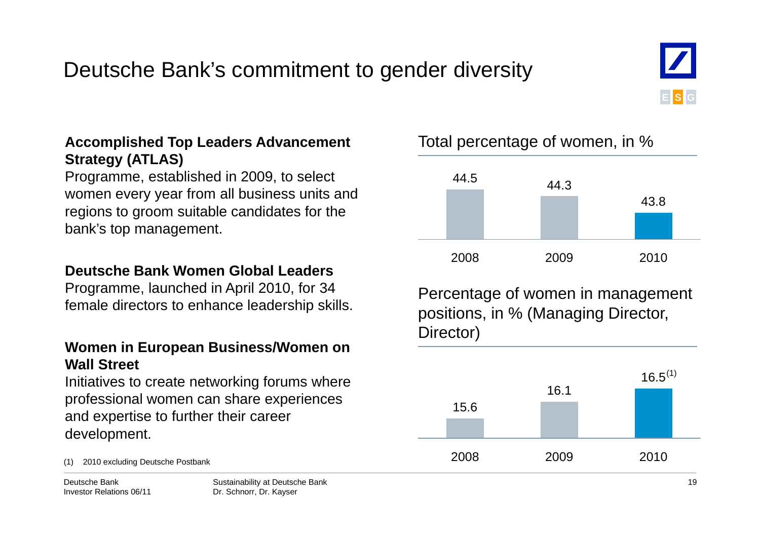# Deutsche Bank's commitment to gender diversity

**Accomplished Top Leaders Advancement Strategy (ATLAS)**
Programme, established in 2009, to select women every year from all business units and regions to groom suitable candidates for the bank's top management.

**Deutsche Bank Women Global Leaders**
Programme, launched in April 2010, for 34 female directors to enhance leadership skills.

**Women in European Business/Women on Wall Street**
Initiatives to create networking forums where professional women can share experiences and expertise to further their career development.

Total percentage of women, in %

| 2008 | 2009 | 2010 |
|---|---|---|
| 44.5 | 44.3 | 43.8 |

Percentage of women in management positions, in % (Managing Director, Director)

| 2008 | 2009 | 2010 |
|---|---|---|
| 15.6 | 16.1 | 16.5[1] |

(1) 2010 excluding Deutsche Postbank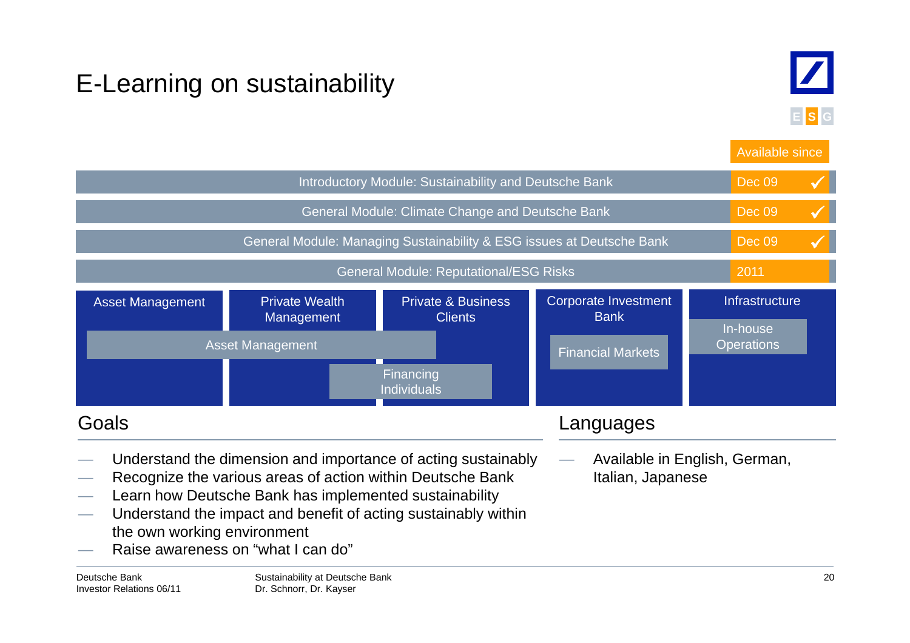# E-Learning on sustainability

E S G

| Module | Available since |
|---|---|
| Introductory Module: Sustainability and Deutsche Bank | Dec 09 ✓ |
| General Module: Climate Change and Deutsche Bank | Dec 09 ✓ |
| General Module: Managing Sustainability & ESG issues at Deutsche Bank | Dec 09 ✓ |
| General Module: Reputational/ESG Risks | 2011 |

| Asset Management | Private Wealth Management | Private & Business Clients | Corporate Investment Bank | Infrastructure |
|---|---|---|---|---|
| Asset Management | Asset Management / Financing Individuals | Asset Management / Financing Individuals | Financial Markets | In-house Operations |

## Goals

- Understand the dimension and importance of acting sustainably
- Recognize the various areas of action within Deutsche Bank
- Learn how Deutsche Bank has implemented sustainability
- Understand the impact and benefit of acting sustainably within the own working environment
- Raise awareness on "what I can do"

## Languages

- Available in English, German, Italian, Japanese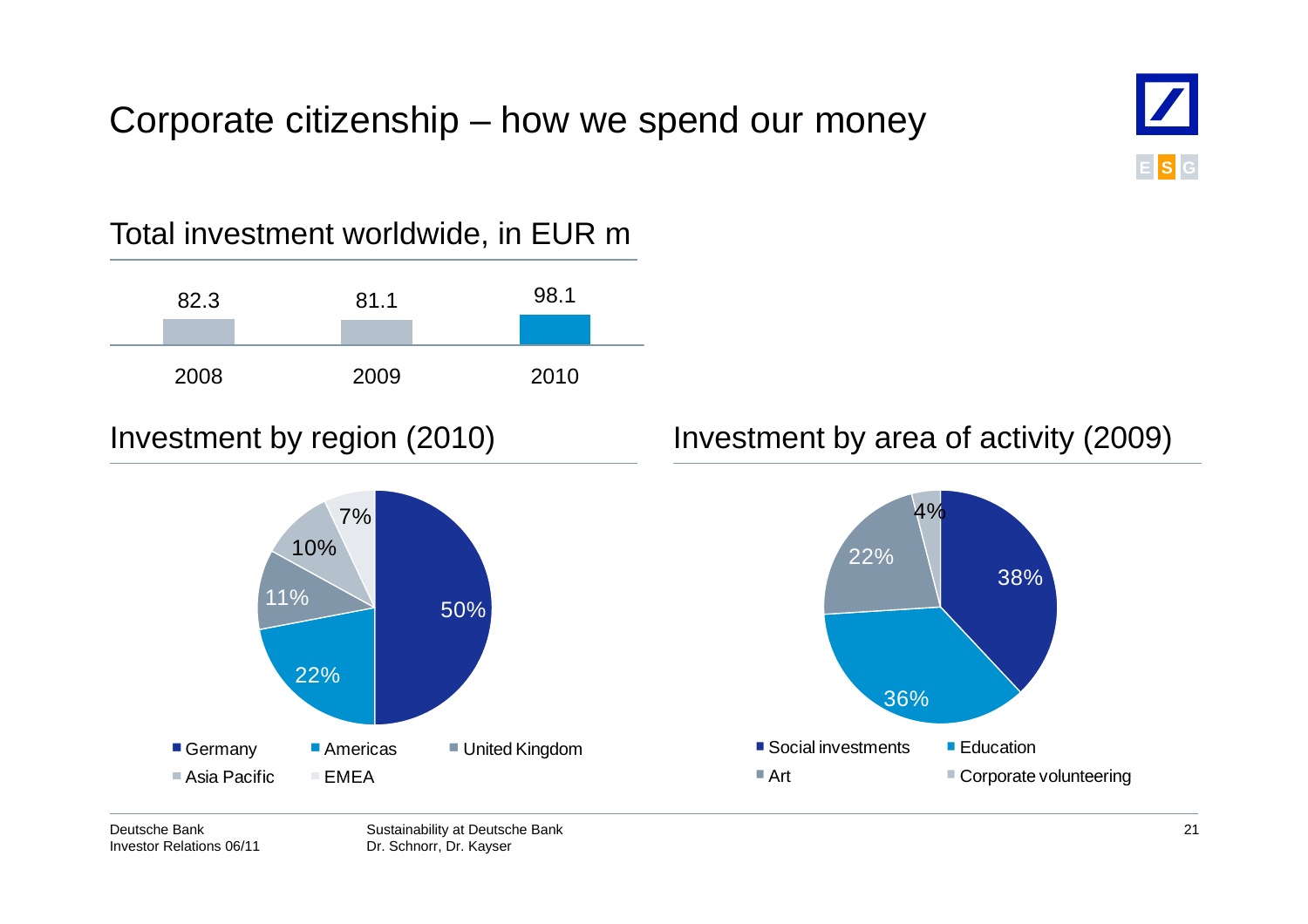# Corporate citizenship – how we spend our money

## Total investment worldwide, in EUR m

| 2008 | 2009 | 2010 |
|---|---|---|
| 82.3 | 81.1 | 98.1 |

## Investment by region (2010)

| Region | Share |
|---|---|
| Germany | 50% |
| Americas | 22% |
| United Kingdom | 11% |
| Asia Pacific | 10% |
| EMEA | 7% |

## Investment by area of activity (2009)

| Area of activity | Share |
|---|---|
| Social investments | 38% |
| Education | 36% |
| Art | 22% |
| Corporate volunteering | 4% |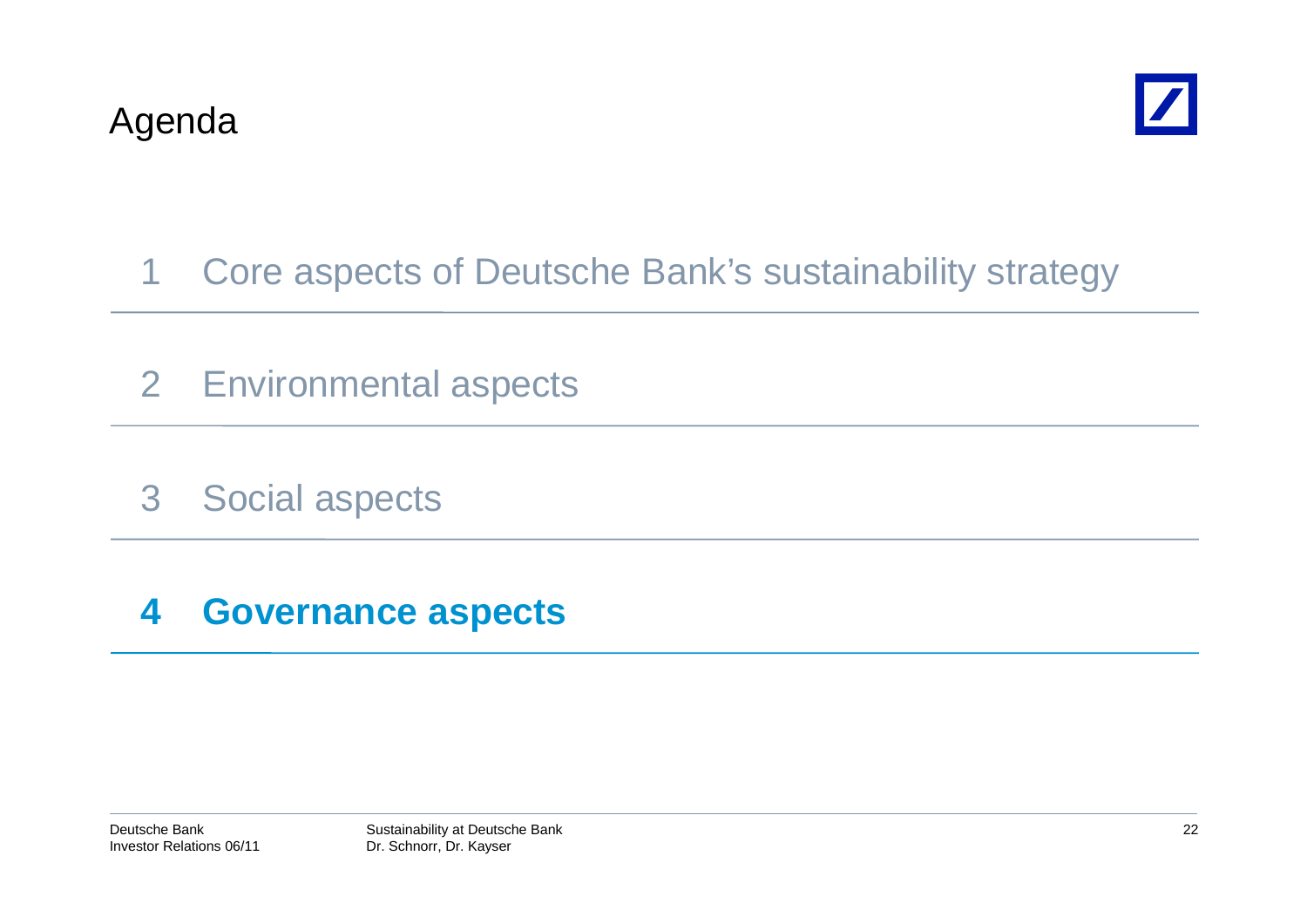# Agenda

1 Core aspects of Deutsche Bank's sustainability strategy

2 Environmental aspects

3 Social aspects

**4 Governance aspects**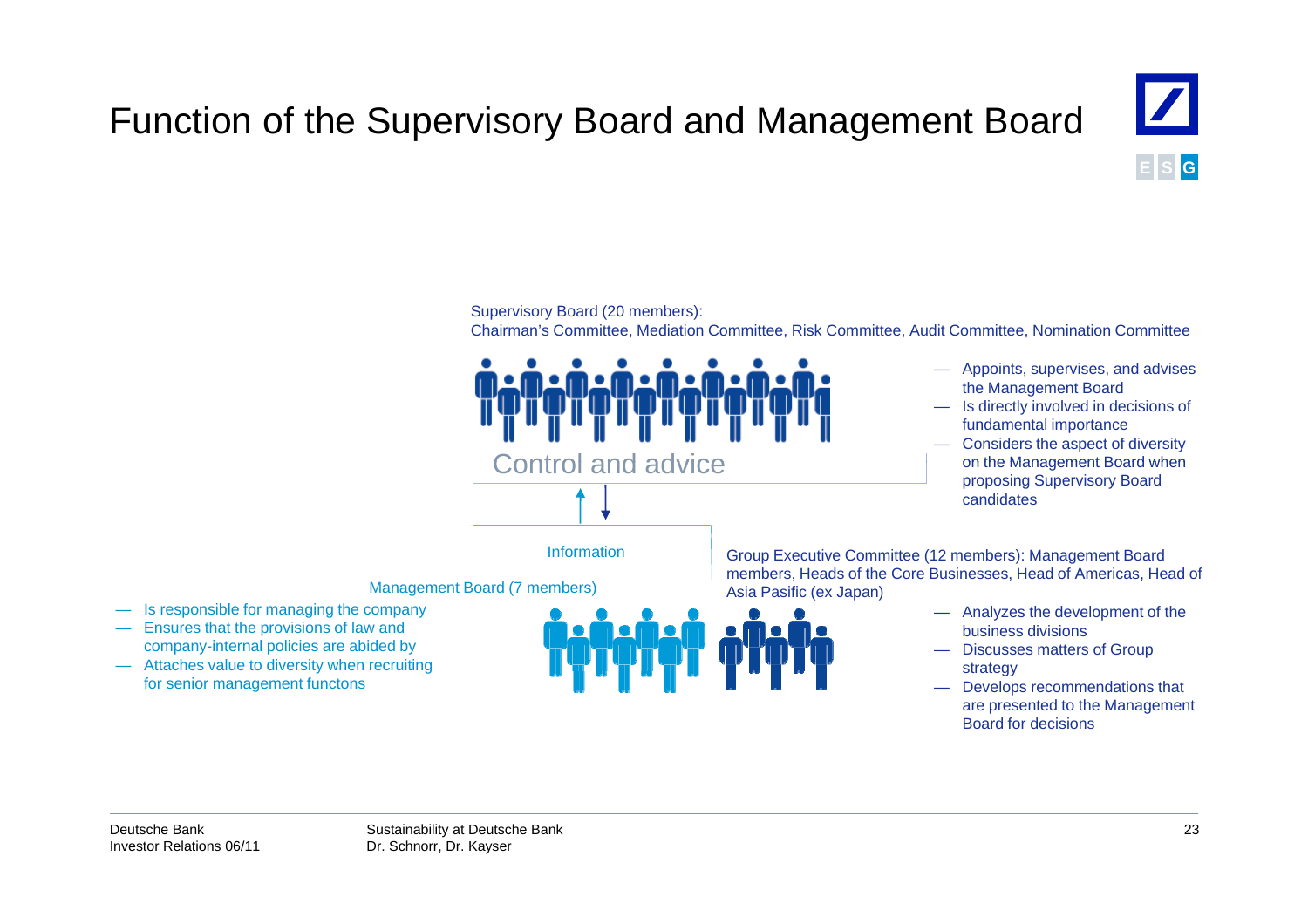# Function of the Supervisory Board and Management Board

Supervisory Board (20 members):
Chairman's Committee, Mediation Committee, Risk Committee, Audit Committee, Nomination Committee

Control and advice

- Appoints, supervises, and advises the Management Board
- Is directly involved in decisions of fundamental importance
- Considers the aspect of diversity on the Management Board when proposing Supervisory Board candidates

Information

Management Board (7 members)

- Is responsible for managing the company
- Ensures that the provisions of law and company-internal policies are abided by
- Attaches value to diversity when recruiting for senior management functons

Group Executive Committee (12 members): Management Board members, Heads of the Core Businesses, Head of Americas, Head of Asia Pasific (ex Japan)

- Analyzes the development of the business divisions
- Discusses matters of Group strategy
- Develops recommendations that are presented to the Management Board for decisions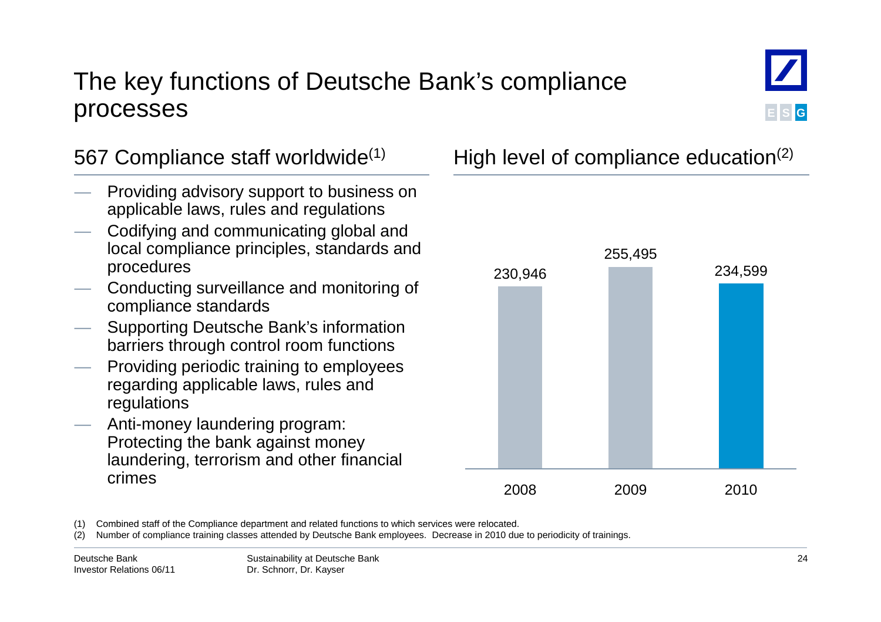# The key functions of Deutsche Bank's compliance processes

## 567 Compliance staff worldwide[1]

- Providing advisory support to business on applicable laws, rules and regulations
- Codifying and communicating global and local compliance principles, standards and procedures
- Conducting surveillance and monitoring of compliance standards
- Supporting Deutsche Bank's information barriers through control room functions
- Providing periodic training to employees regarding applicable laws, rules and regulations
- Anti-money laundering program: Protecting the bank against money laundering, terrorism and other financial crimes

## High level of compliance education[2]

| Year | Compliance training classes attended |
|---|---|
| 2008 | 230,946 |
| 2009 | 255,495 |
| 2010 | 234,599 |

(1) Combined staff of the Compliance department and related functions to which services were relocated.
(2) Number of compliance training classes attended by Deutsche Bank employees. Decrease in 2010 due to periodicity of trainings.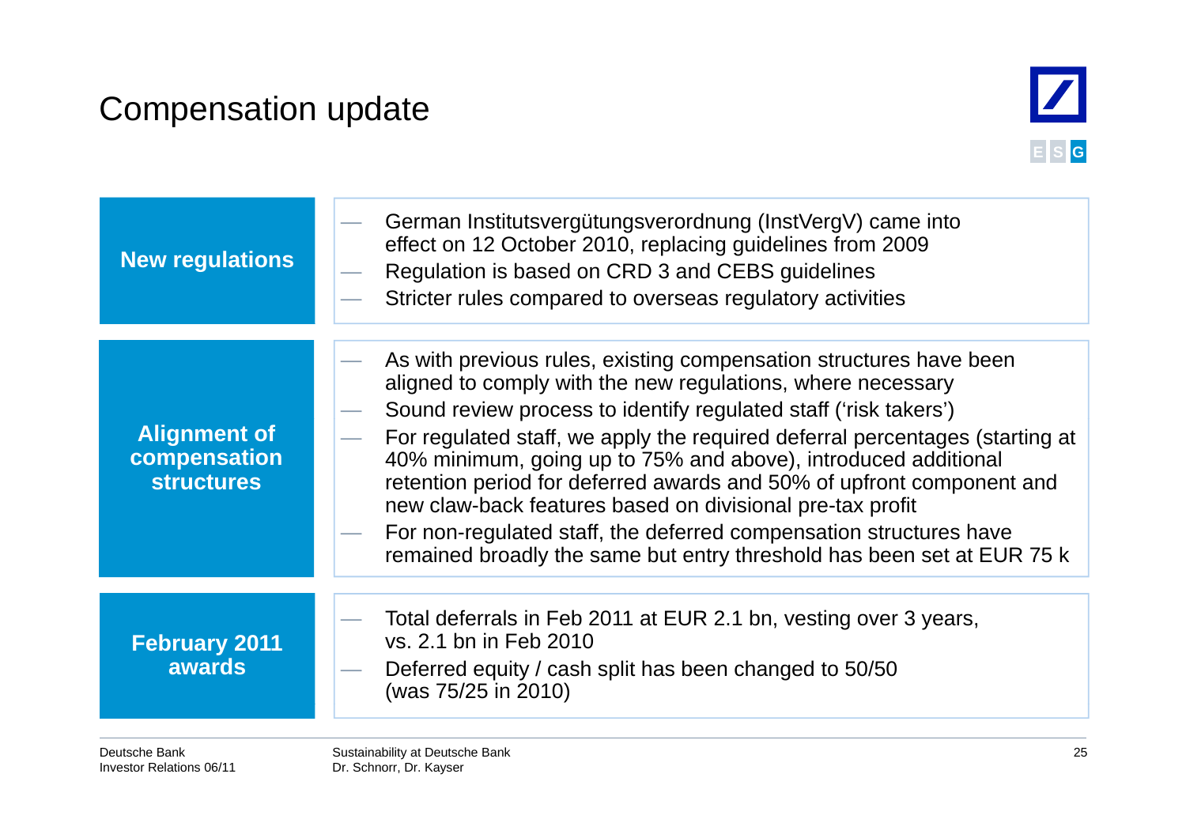# Compensation update

ESG

## New regulations

- German Institutsvergütungsverordnung (InstVergV) came into effect on 12 October 2010, replacing guidelines from 2009
- Regulation is based on CRD 3 and CEBS guidelines
- Stricter rules compared to overseas regulatory activities

## Alignment of compensation structures

- As with previous rules, existing compensation structures have been aligned to comply with the new regulations, where necessary
- Sound review process to identify regulated staff (‘risk takers’)
- For regulated staff, we apply the required deferral percentages (starting at 40% minimum, going up to 75% and above), introduced additional retention period for deferred awards and 50% of upfront component and new claw-back features based on divisional pre-tax profit
- For non-regulated staff, the deferred compensation structures have remained broadly the same but entry threshold has been set at EUR 75 k

## February 2011 awards

- Total deferrals in Feb 2011 at EUR 2.1 bn, vesting over 3 years, vs. 2.1 bn in Feb 2010
- Deferred equity / cash split has been changed to 50/50 (was 75/25 in 2010)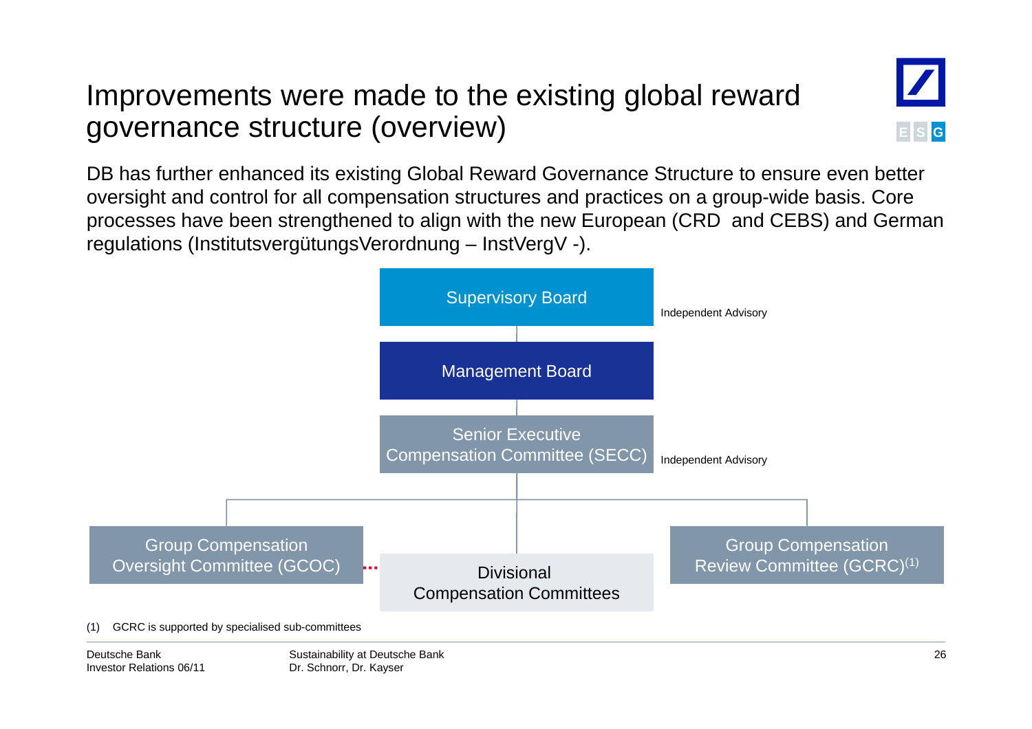# Improvements were made to the existing global reward governance structure (overview)

DB has further enhanced its existing Global Reward Governance Structure to ensure even better oversight and control for all compensation structures and practices on a group-wide basis. Core processes have been strengthened to align with the new European (CRD and CEBS) and German regulations (InstitutsvergütungsVerordnung – InstVergV -).

Supervisory Board — Independent Advisory

Management Board

Senior Executive Compensation Committee (SECC) — Independent Advisory

Group Compensation Oversight Committee (GCOC)

Divisional Compensation Committees

Group Compensation Review Committee (GCRC)[1]

(1) GCRC is supported by specialised sub-committees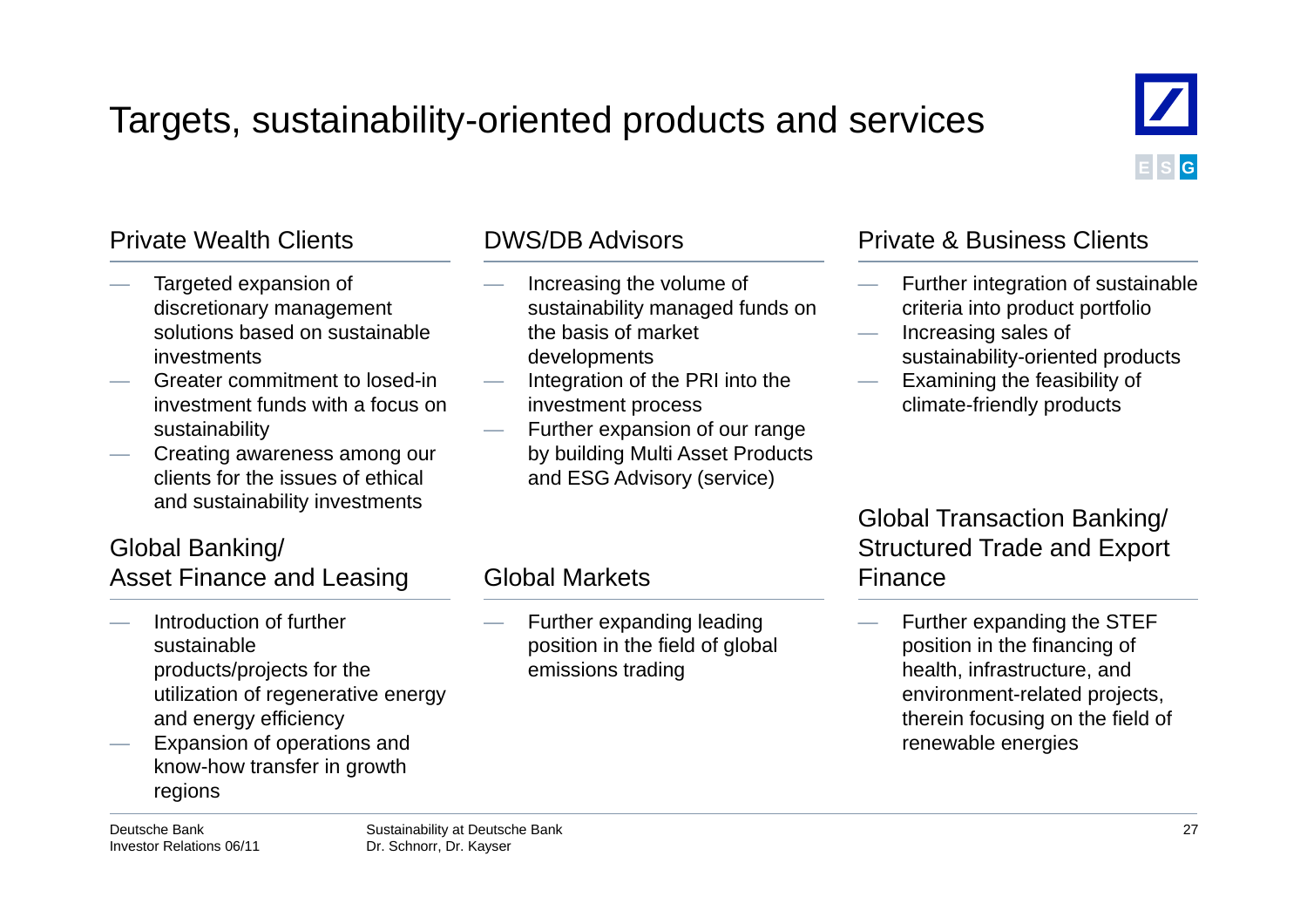# Targets, sustainability-oriented products and services

ESG

## Private Wealth Clients

- Targeted expansion of discretionary management solutions based on sustainable investments
- Greater commitment to losed-in investment funds with a focus on sustainability
- Creating awareness among our clients for the issues of ethical and sustainability investments

## DWS/DB Advisors

- Increasing the volume of sustainability managed funds on the basis of market developments
- Integration of the PRI into the investment process
- Further expansion of our range by building Multi Asset Products and ESG Advisory (service)

## Private & Business Clients

- Further integration of sustainable criteria into product portfolio
- Increasing sales of sustainability-oriented products
- Examining the feasibility of climate-friendly products

## Global Banking/ Asset Finance and Leasing

- Introduction of further sustainable products/projects for the utilization of regenerative energy and energy efficiency
- Expansion of operations and know-how transfer in growth regions

## Global Markets

- Further expanding leading position in the field of global emissions trading

## Global Transaction Banking/ Structured Trade and Export Finance

- Further expanding the STEF position in the financing of health, infrastructure, and environment-related projects, therein focusing on the field of renewable energies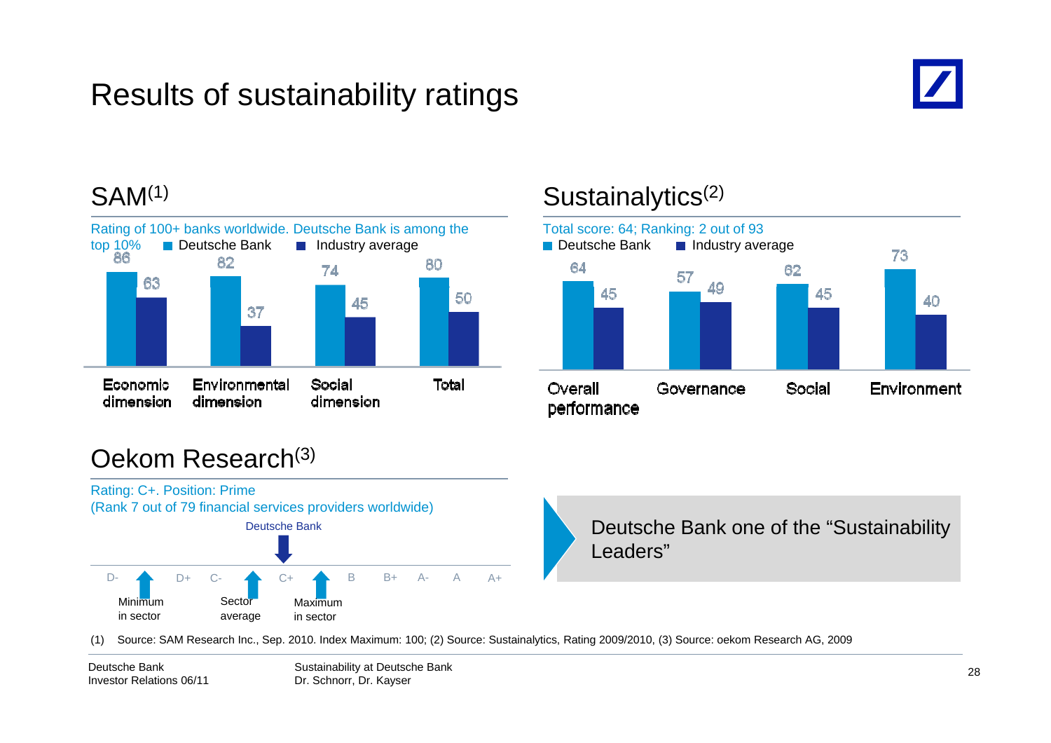# Results of sustainability ratings

## SAM(1)

Rating of 100+ banks worldwide. Deutsche Bank is among the top 10%

| | Deutsche Bank | Industry average |
|---|---|---|
| Economic dimension | 86 | 63 |
| Environmental dimension | 82 | 37 |
| Social dimension | 74 | 45 |
| Total | 80 | 50 |

## Sustainalytics(2)

Total score: 64; Ranking: 2 out of 93

| | Deutsche Bank | Industry average |
|---|---|---|
| Overall performance | 64 | 45 |
| Governance | 57 | 49 |
| Social | 62 | 45 |
| Environment | 73 | 40 |

## Oekom Research(3)

Rating: C+. Position: Prime
(Rank 7 out of 79 financial services providers worldwide)

Scale: D- | D+ | C- | C+ | B | B+ | A- | A | A+

- Deutsche Bank: C+
- Minimum in sector
- Sector average
- Maximum in sector

Deutsche Bank one of the "Sustainability Leaders"

(1) Source: SAM Research Inc., Sep. 2010. Index Maximum: 100; (2) Source: Sustainalytics, Rating 2009/2010, (3) Source: oekom Research AG, 2009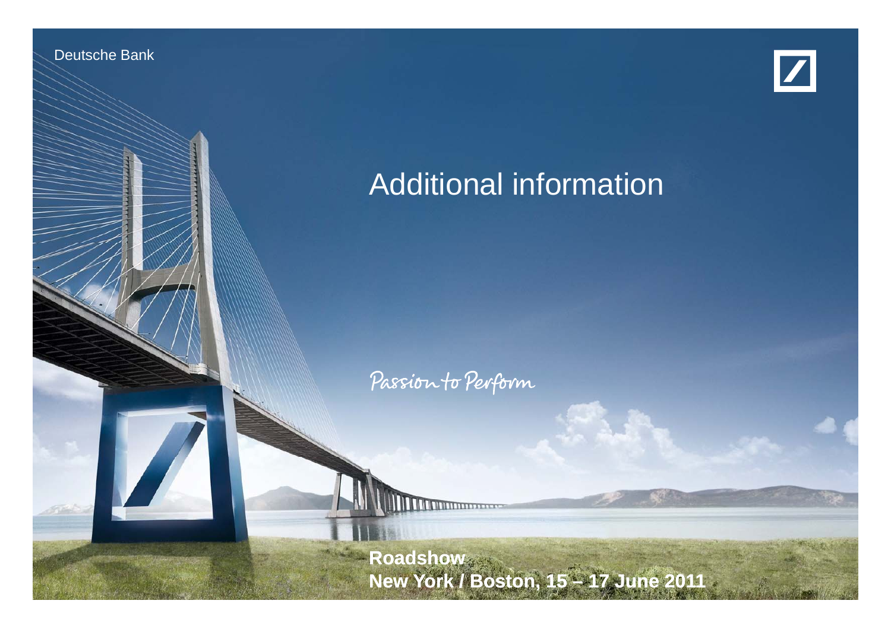Deutsche Bank

# Additional information

Passion to Perform

**Roadshow**
**New York / Boston, 15 – 17 June 2011**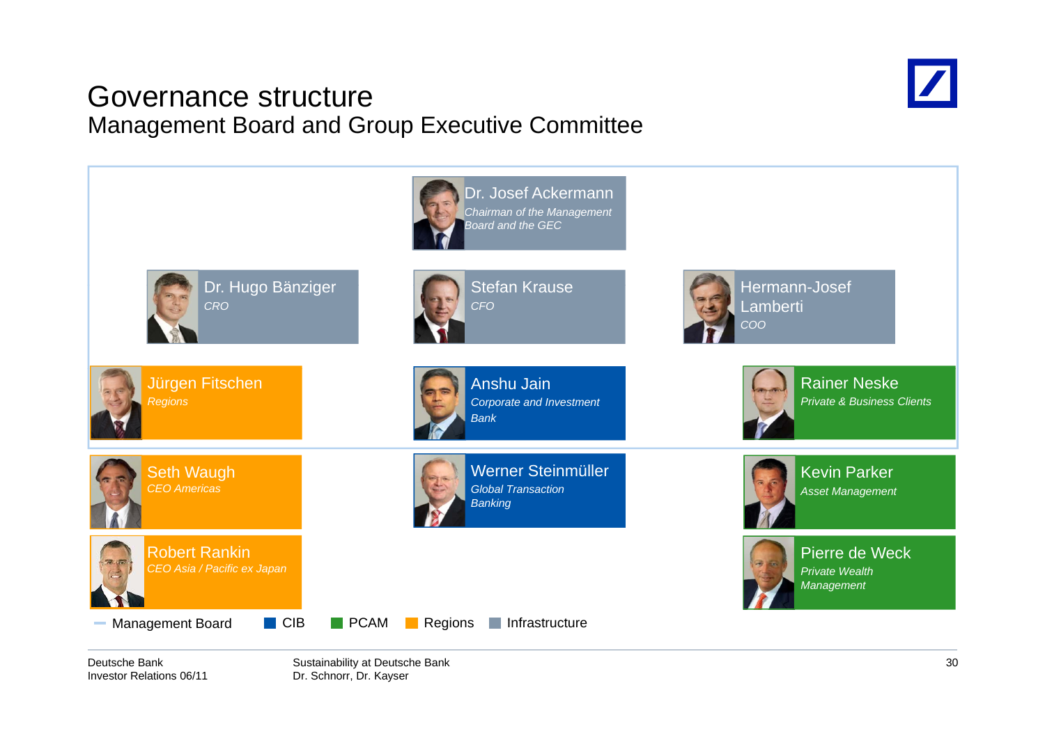# Governance structure

## Management Board and Group Executive Committee

**Dr. Josef Ackermann**
*Chairman of the Management Board and the GEC*

**Dr. Hugo Bänziger**
*CRO*

**Stefan Krause**
*CFO*

**Hermann-Josef Lamberti**
*COO*

**Jürgen Fitschen**
*Regions*

**Anshu Jain**
*Corporate and Investment Bank*

**Rainer Neske**
*Private & Business Clients*

**Seth Waugh**
*CEO Americas*

**Werner Steinmüller**
*Global Transaction Banking*

**Kevin Parker**
*Asset Management*

**Robert Rankin**
*CEO Asia / Pacific ex Japan*

**Pierre de Weck**
*Private Wealth Management*

Management Board | CIB | PCAM | Regions | Infrastructure

Deutsche Bank
Investor Relations 06/11

Sustainability at Deutsche Bank
Dr. Schnorr, Dr. Kayser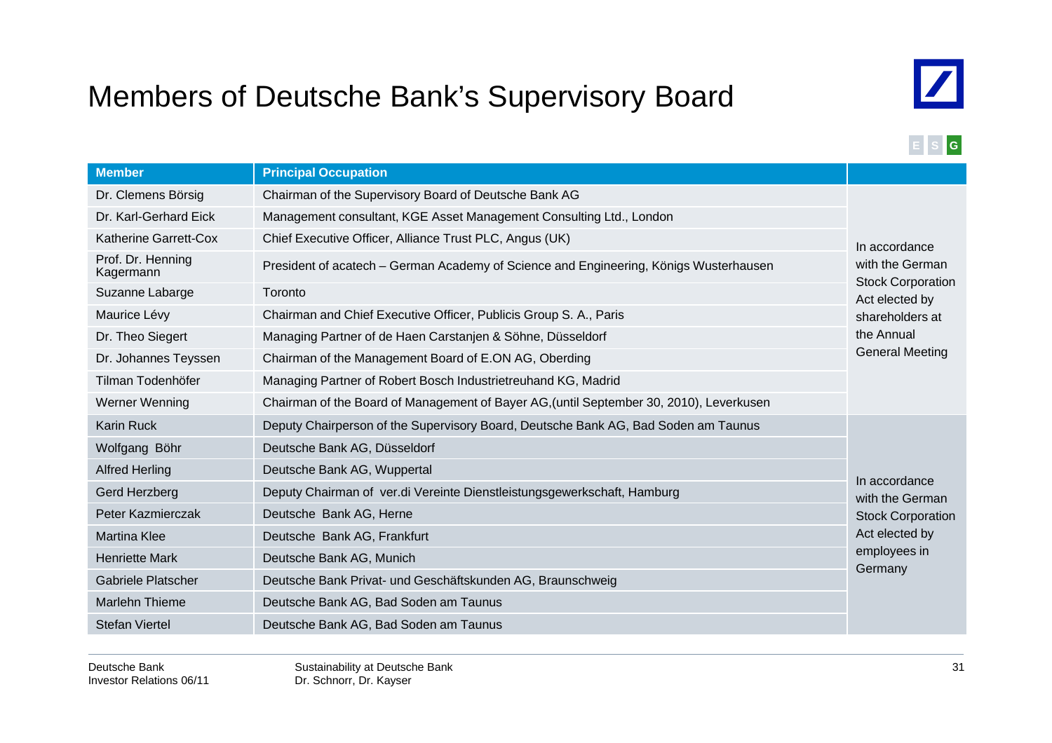# Members of Deutsche Bank's Supervisory Board

E S G

| Member | Principal Occupation | |
|---|---|---|
| Dr. Clemens Börsig | Chairman of the Supervisory Board of Deutsche Bank AG | In accordance with the German Stock Corporation Act elected by shareholders at the Annual General Meeting |
| Dr. Karl-Gerhard Eick | Management consultant, KGE Asset Management Consulting Ltd., London | |
| Katherine Garrett-Cox | Chief Executive Officer, Alliance Trust PLC, Angus (UK) | |
| Prof. Dr. Henning Kagermann | President of acatech – German Academy of Science and Engineering, Königs Wusterhausen | |
| Suzanne Labarge | Toronto | |
| Maurice Lévy | Chairman and Chief Executive Officer, Publicis Group S. A., Paris | |
| Dr. Theo Siegert | Managing Partner of de Haen Carstanjen & Söhne, Düsseldorf | |
| Dr. Johannes Teyssen | Chairman of the Management Board of E.ON AG, Oberding | |
| Tilman Todenhöfer | Managing Partner of Robert Bosch Industrietreuhand KG, Madrid | |
| Werner Wenning | Chairman of the Board of Management of Bayer AG,(until September 30, 2010), Leverkusen | |
| Karin Ruck | Deputy Chairperson of the Supervisory Board, Deutsche Bank AG, Bad Soden am Taunus | In accordance with the German Stock Corporation Act elected by employees in Germany |
| Wolfgang Böhr | Deutsche Bank AG, Düsseldorf | |
| Alfred Herling | Deutsche Bank AG, Wuppertal | |
| Gerd Herzberg | Deputy Chairman of ver.di Vereinte Dienstleistungsgewerkschaft, Hamburg | |
| Peter Kazmierczak | Deutsche Bank AG, Herne | |
| Martina Klee | Deutsche Bank AG, Frankfurt | |
| Henriette Mark | Deutsche Bank AG, Munich | |
| Gabriele Platscher | Deutsche Bank Privat- und Geschäftskunden AG, Braunschweig | |
| Marlehn Thieme | Deutsche Bank AG, Bad Soden am Taunus | |
| Stefan Viertel | Deutsche Bank AG, Bad Soden am Taunus | |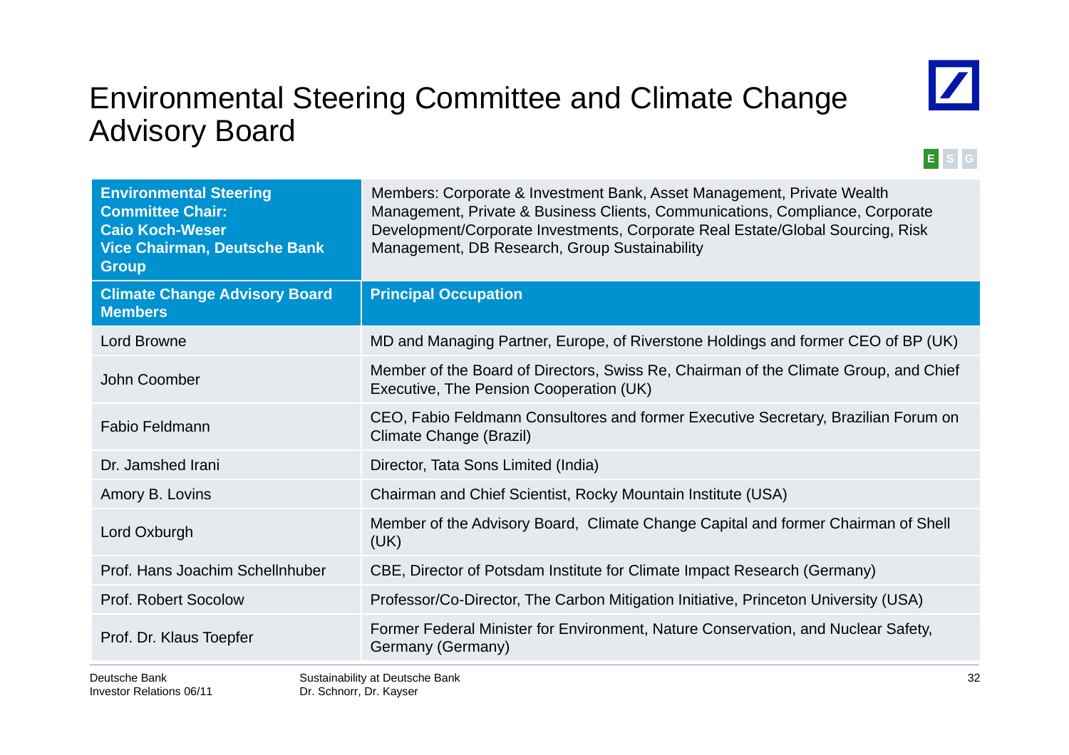# Environmental Steering Committee and Climate Change Advisory Board

E S G

| **Environmental Steering Committee Chair: Caio Koch-Weser Vice Chairman, Deutsche Bank Group** | Members: Corporate & Investment Bank, Asset Management, Private Wealth Management, Private & Business Clients, Communications, Compliance, Corporate Development/Corporate Investments, Corporate Real Estate/Global Sourcing, Risk Management, DB Research, Group Sustainability |
|---|---|
| **Climate Change Advisory Board Members** | **Principal Occupation** |
| Lord Browne | MD and Managing Partner, Europe, of Riverstone Holdings and former CEO of BP (UK) |
| John Coomber | Member of the Board of Directors, Swiss Re, Chairman of the Climate Group, and Chief Executive, The Pension Cooperation (UK) |
| Fabio Feldmann | CEO, Fabio Feldmann Consultores and former Executive Secretary, Brazilian Forum on Climate Change (Brazil) |
| Dr. Jamshed Irani | Director, Tata Sons Limited (India) |
| Amory B. Lovins | Chairman and Chief Scientist, Rocky Mountain Institute (USA) |
| Lord Oxburgh | Member of the Advisory Board, Climate Change Capital and former Chairman of Shell (UK) |
| Prof. Hans Joachim Schellnhuber | CBE, Director of Potsdam Institute for Climate Impact Research (Germany) |
| Prof. Robert Socolow | Professor/Co-Director, The Carbon Mitigation Initiative, Princeton University (USA) |
| Prof. Dr. Klaus Toepfer | Former Federal Minister for Environment, Nature Conservation, and Nuclear Safety, Germany (Germany) |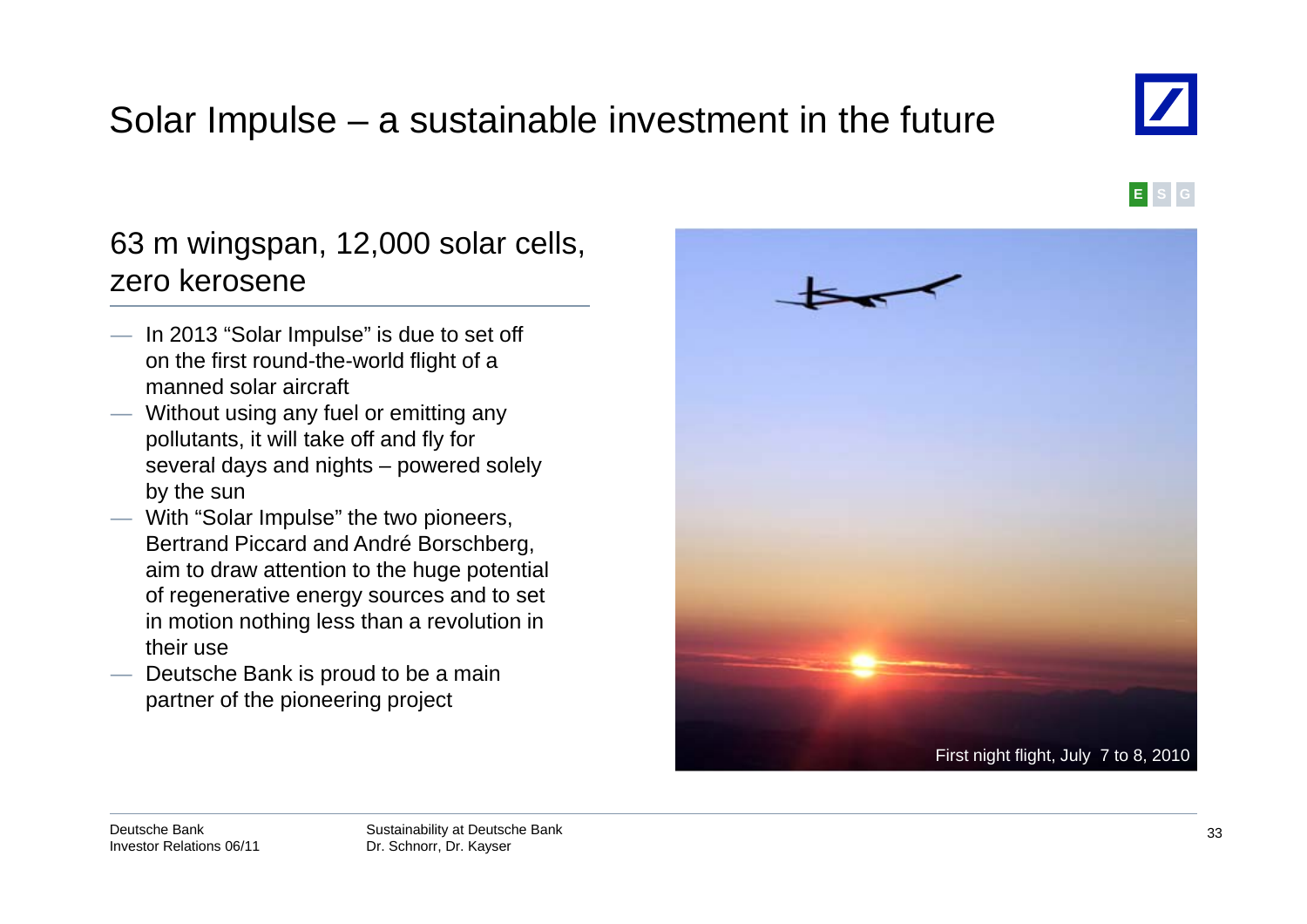# Solar Impulse – a sustainable investment in the future

E S G

## 63 m wingspan, 12,000 solar cells, zero kerosene

- In 2013 "Solar Impulse" is due to set off on the first round-the-world flight of a manned solar aircraft
- Without using any fuel or emitting any pollutants, it will take off and fly for several days and nights – powered solely by the sun
- With "Solar Impulse" the two pioneers, Bertrand Piccard and André Borschberg, aim to draw attention to the huge potential of regenerative energy sources and to set in motion nothing less than a revolution in their use
- Deutsche Bank is proud to be a main partner of the pioneering project

First night flight, July 7 to 8, 2010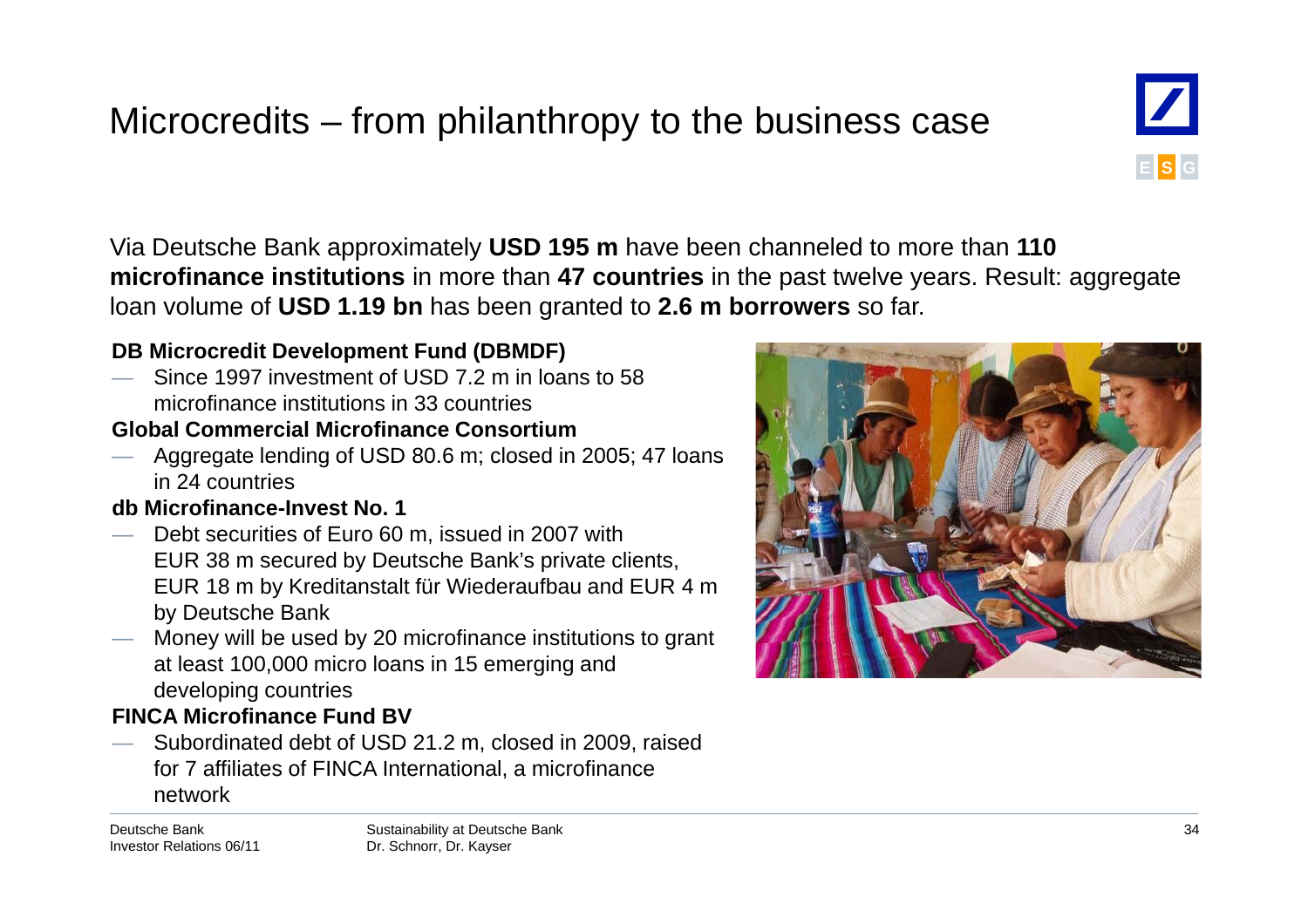# Microcredits – from philanthropy to the business case

Via Deutsche Bank approximately **USD 195 m** have been channeled to more than **110 microfinance institutions** in more than **47 countries** in the past twelve years. Result: aggregate loan volume of **USD 1.19 bn** has been granted to **2.6 m borrowers** so far.

**DB Microcredit Development Fund (DBMDF)**

- Since 1997 investment of USD 7.2 m in loans to 58 microfinance institutions in 33 countries

**Global Commercial Microfinance Consortium**

- Aggregate lending of USD 80.6 m; closed in 2005; 47 loans in 24 countries

**db Microfinance-Invest No. 1**

- Debt securities of Euro 60 m, issued in 2007 with EUR 38 m secured by Deutsche Bank's private clients, EUR 18 m by Kreditanstalt für Wiederaufbau and EUR 4 m by Deutsche Bank
- Money will be used by 20 microfinance institutions to grant at least 100,000 micro loans in 15 emerging and developing countries

**FINCA Microfinance Fund BV**

- Subordinated debt of USD 21.2 m, closed in 2009, raised for 7 affiliates of FINCA International, a microfinance network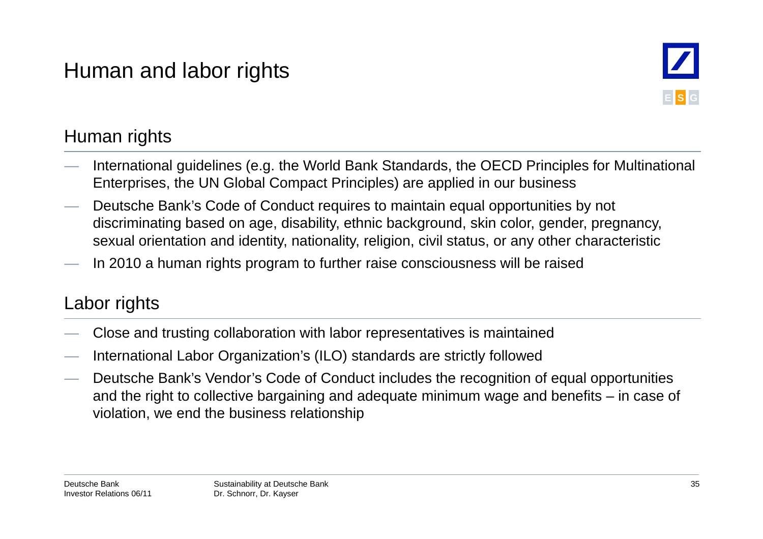# Human and labor rights

## Human rights

- International guidelines (e.g. the World Bank Standards, the OECD Principles for Multinational Enterprises, the UN Global Compact Principles) are applied in our business
- Deutsche Bank's Code of Conduct requires to maintain equal opportunities by not discriminating based on age, disability, ethnic background, skin color, gender, pregnancy, sexual orientation and identity, nationality, religion, civil status, or any other characteristic
- In 2010 a human rights program to further raise consciousness will be raised

## Labor rights

- Close and trusting collaboration with labor representatives is maintained
- International Labor Organization's (ILO) standards are strictly followed
- Deutsche Bank's Vendor's Code of Conduct includes the recognition of equal opportunities and the right to collective bargaining and adequate minimum wage and benefits – in case of violation, we end the business relationship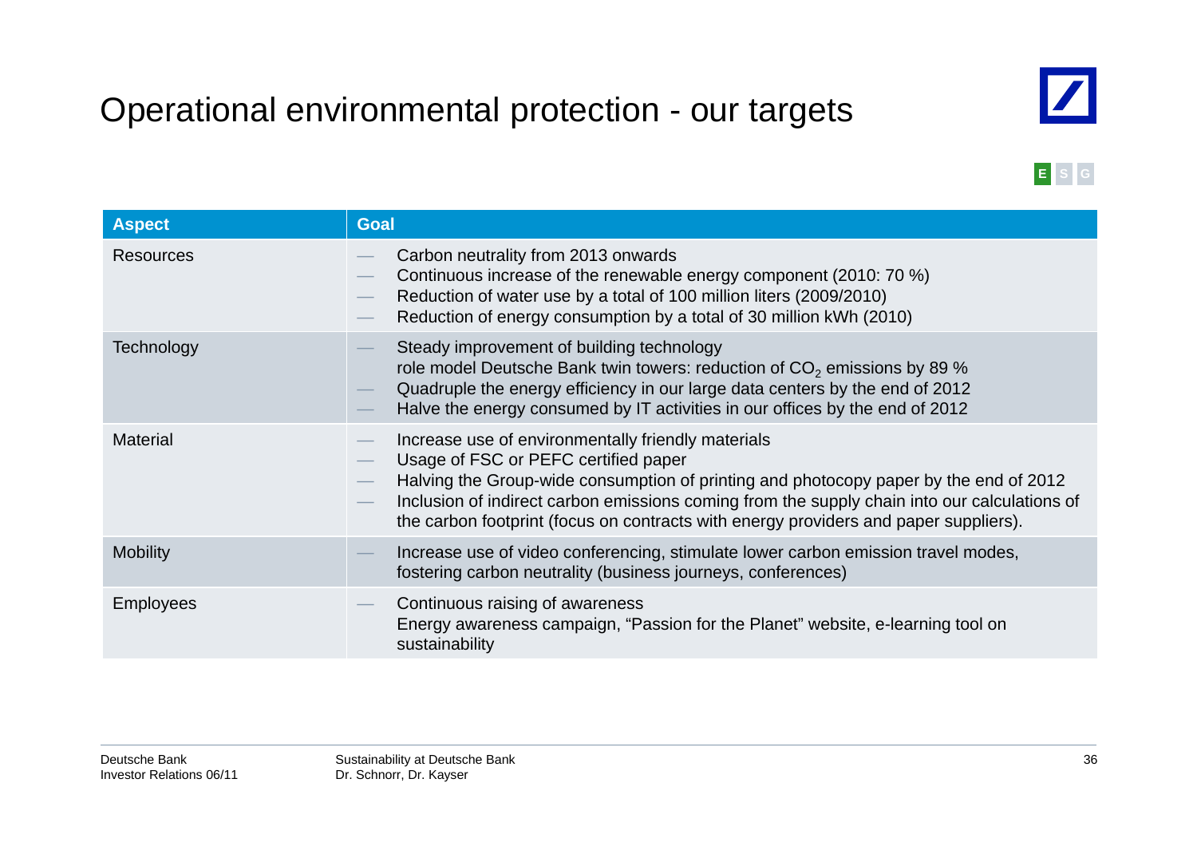# Operational environmental protection - our targets

E S G

| Aspect | Goal |
|---|---|
| Resources | — Carbon neutrality from 2013 onwards<br>— Continuous increase of the renewable energy component (2010: 70 %)<br>— Reduction of water use by a total of 100 million liters (2009/2010)<br>— Reduction of energy consumption by a total of 30 million kWh (2010) |
| Technology | — Steady improvement of building technology<br>role model Deutsche Bank twin towers: reduction of $CO_2$ emissions by 89 %<br>— Quadruple the energy efficiency in our large data centers by the end of 2012<br>— Halve the energy consumed by IT activities in our offices by the end of 2012 |
| Material | — Increase use of environmentally friendly materials<br>— Usage of FSC or PEFC certified paper<br>— Halving the Group-wide consumption of printing and photocopy paper by the end of 2012<br>— Inclusion of indirect carbon emissions coming from the supply chain into our calculations of the carbon footprint (focus on contracts with energy providers and paper suppliers). |
| Mobility | — Increase use of video conferencing, stimulate lower carbon emission travel modes, fostering carbon neutrality (business journeys, conferences) |
| Employees | — Continuous raising of awareness<br>Energy awareness campaign, “Passion for the Planet” website, e-learning tool on sustainability |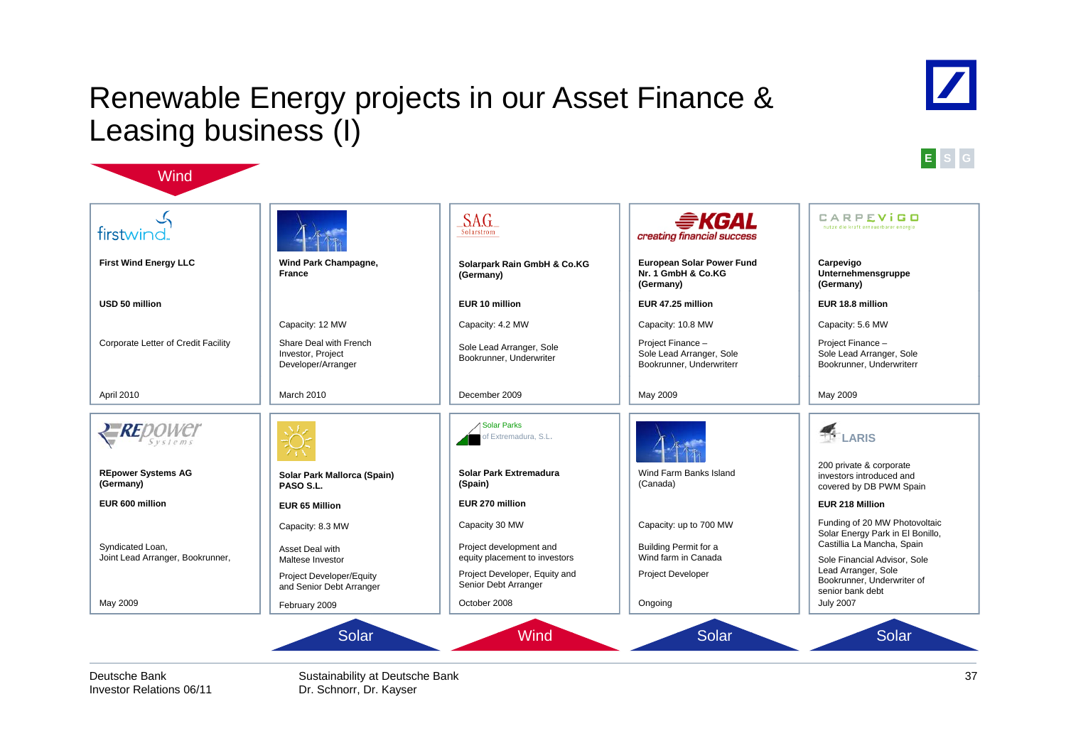# Renewable Energy projects in our Asset Finance & Leasing business (I)

E S G

Wind

| firstwind | Wind Park Champagne | S.A.G. Solarstrom | KGAL creating financial success | CARPEVIGO |
|---|---|---|---|---|
| **First Wind Energy LLC** | **Wind Park Champagne, France** | **Solarpark Rain GmbH & Co.KG (Germany)** | **European Solar Power Fund Nr. 1 GmbH & Co.KG (Germany)** | **Carpevigo Unternehmensgruppe (Germany)** |
| **USD 50 million** | | **EUR 10 million** | **EUR 47.25 million** | **EUR 18.8 million** |
| | Capacity: 12 MW | Capacity: 4.2 MW | Capacity: 10.8 MW | Capacity: 5.6 MW |
| Corporate Letter of Credit Facility | Share Deal with French Investor, Project Developer/Arranger | Sole Lead Arranger, Sole Bookrunner, Underwriter | Project Finance – Sole Lead Arranger, Sole Bookrunner, Underwriterr | Project Finance – Sole Lead Arranger, Sole Bookrunner, Underwriterr |
| April 2010 | March 2010 | December 2009 | May 2009 | May 2009 |

| REpower Systems | Solar Park Mallorca | Solar Parks of Extremadura, S.L. | Wind Farm Banks Island | LARIS |
|---|---|---|---|---|
| **REpower Systems AG (Germany)** | **Solar Park Mallorca (Spain) PASO S.L.** | **Solar Park Extremadura (Spain)** | Wind Farm Banks Island (Canada) | 200 private & corporate investors introduced and covered by DB PWM Spain |
| **EUR 600 million** | **EUR 65 Million** | **EUR 270 million** | | **EUR 218 Million** |
| | Capacity: 8.3 MW | Capacity 30 MW | Capacity: up to 700 MW | Funding of 20 MW Photovoltaic Solar Energy Park in El Bonillo, Castillia La Mancha, Spain |
| Syndicated Loan, Joint Lead Arranger, Bookrunner, | Asset Deal with Maltese Investor<br>Project Developer/Equity and Senior Debt Arranger | Project development and equity placement to investors<br>Project Developer, Equity and Senior Debt Arranger | Building Permit for a Wind farm in Canada<br>Project Developer | Sole Financial Advisor, Sole Lead Arranger, Sole Bookrunner, Underwriter of senior bank debt |
| May 2009 | February 2009 | October 2008 | Ongoing | July 2007 |
| | Solar | Wind | Solar | Solar |

Deutsche Bank
Investor Relations 06/11

Sustainability at Deutsche Bank
Dr. Schnorr, Dr. Kayser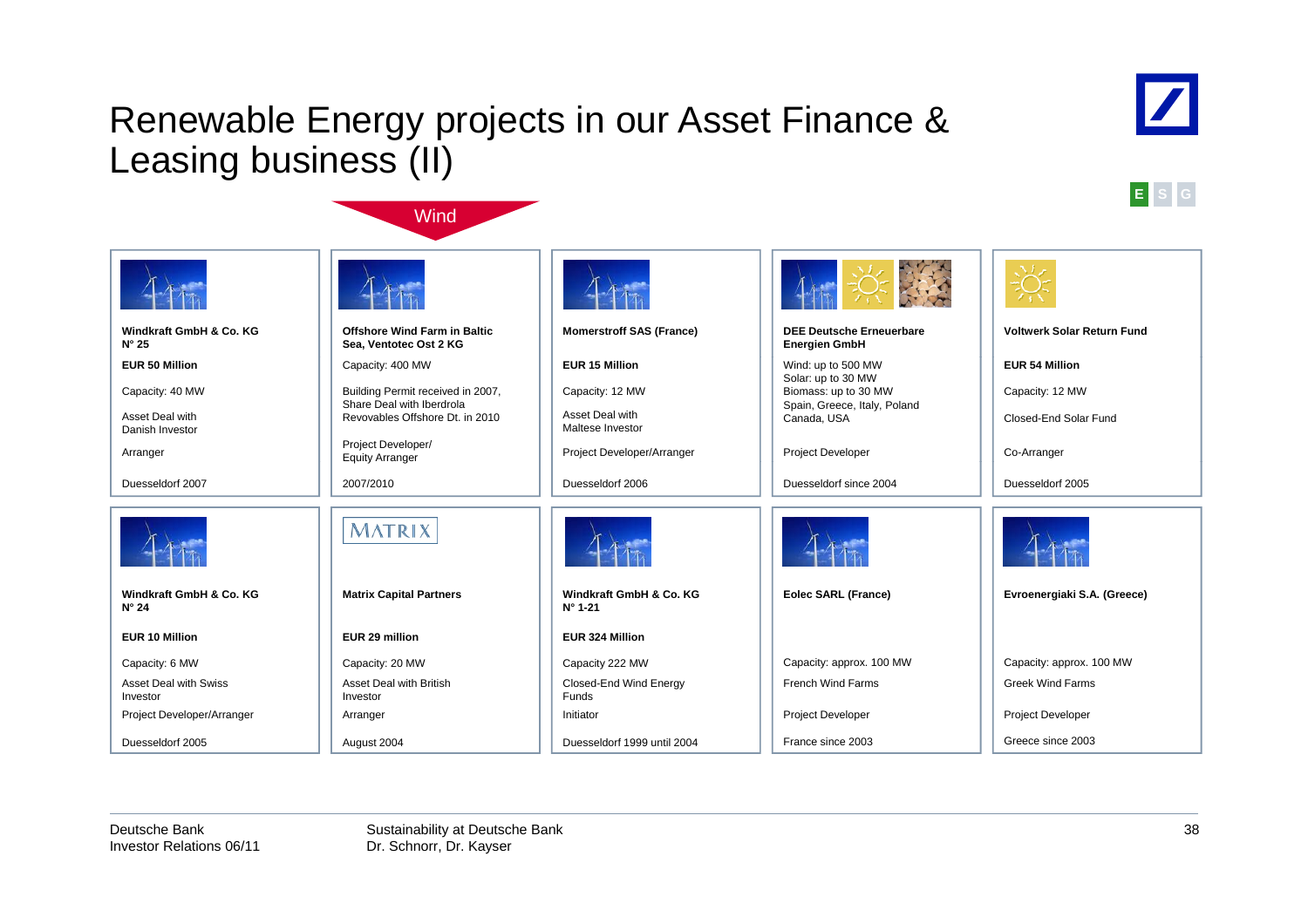# Renewable Energy projects in our Asset Finance & Leasing business (II)

E S G

Wind

**Windkraft GmbH & Co. KG N° 25**

**EUR 50 Million**

Capacity: 40 MW

Asset Deal with Danish Investor

Arranger

Duesseldorf 2007

**Offshore Wind Farm in Baltic Sea, Ventotec Ost 2 KG**

Capacity: 400 MW

Building Permit received in 2007, Share Deal with Iberdrola Revovables Offshore Dt. in 2010

Project Developer/ Equity Arranger

2007/2010

**Momerstroff SAS (France)**

**EUR 15 Million**

Capacity: 12 MW

Asset Deal with Maltese Investor

Project Developer/Arranger

Duesseldorf 2006

**DEE Deutsche Erneuerbare Energien GmbH**

Wind: up to 500 MW
Solar: up to 30 MW
Biomass: up to 30 MW
Spain, Greece, Italy, Poland Canada, USA

Project Developer

Duesseldorf since 2004

**Voltwerk Solar Return Fund**

**EUR 54 Million**

Capacity: 12 MW

Closed-End Solar Fund

Co-Arranger

Duesseldorf 2005

**Windkraft GmbH & Co. KG N° 24**

**EUR 10 Million**

Capacity: 6 MW

Asset Deal with Swiss Investor

Project Developer/Arranger

Duesseldorf 2005

MATRIX

**Matrix Capital Partners**

**EUR 29 million**

Capacity: 20 MW

Asset Deal with British Investor

Arranger

August 2004

**Windkraft GmbH & Co. KG N° 1-21**

**EUR 324 Million**

Capacity 222 MW

Closed-End Wind Energy Funds

Initiator

Duesseldorf 1999 until 2004

**Eolec SARL (France)**

Capacity: approx. 100 MW

French Wind Farms

Project Developer

France since 2003

**Evroenergiaki S.A. (Greece)**

Capacity: approx. 100 MW

Greek Wind Farms

Project Developer

Greece since 2003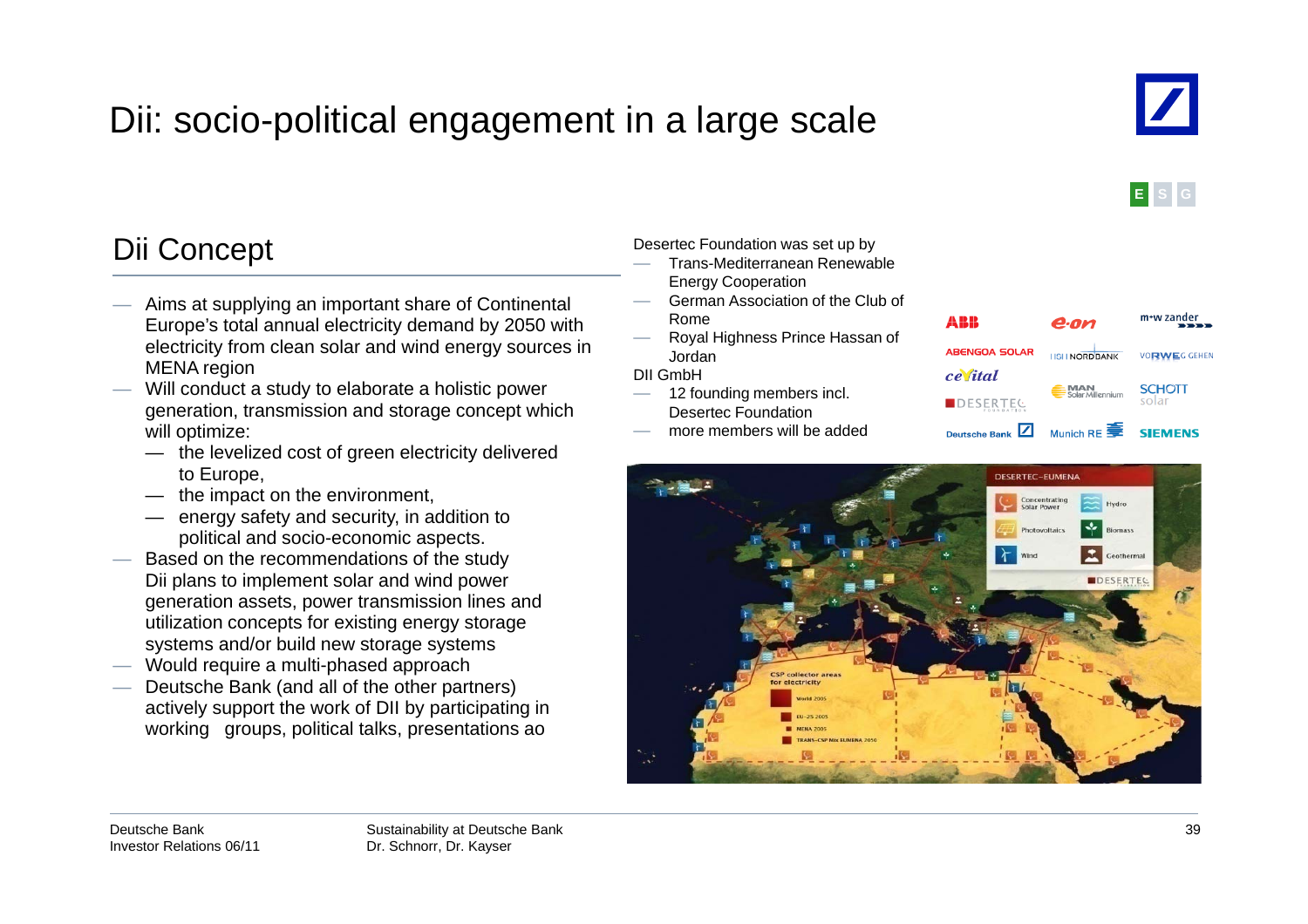# Dii: socio-political engagement in a large scale

E S G

## Dii Concept

- Aims at supplying an important share of Continental Europe's total annual electricity demand by 2050 with electricity from clean solar and wind energy sources in MENA region
- Will conduct a study to elaborate a holistic power generation, transmission and storage concept which will optimize:
  - the levelized cost of green electricity delivered to Europe,
  - the impact on the environment,
  - energy safety and security, in addition to political and socio-economic aspects.
- Based on the recommendations of the study Dii plans to implement solar and wind power generation assets, power transmission lines and utilization concepts for existing energy storage systems and/or build new storage systems
- Would require a multi-phased approach
- Deutsche Bank (and all of the other partners) actively support the work of DII by participating in working groups, political talks, presentations ao

Desertec Foundation was set up by

- Trans-Mediterranean Renewable Energy Cooperation
- German Association of the Club of Rome
- Royal Highness Prince Hassan of Jordan

DII GmbH

- 12 founding members incl. Desertec Foundation
- more members will be added

ABB, e.on, m+w zander, ABENGOA SOLAR, HSH NORDBANK, RWE, cevital, MAN Solar Millennium, SCHOTT solar, DESERTEC, Deutsche Bank, Munich RE, SIEMENS

DESERTEC–EUMENA

Concentrating Solar Power, Hydro, Photovoltaics, Biomass, Wind, Geothermal

CSP collector areas for electricity: World 2005, EU-25 2005, MENA 2005, TRANS-CSP Mix EUMENA 2050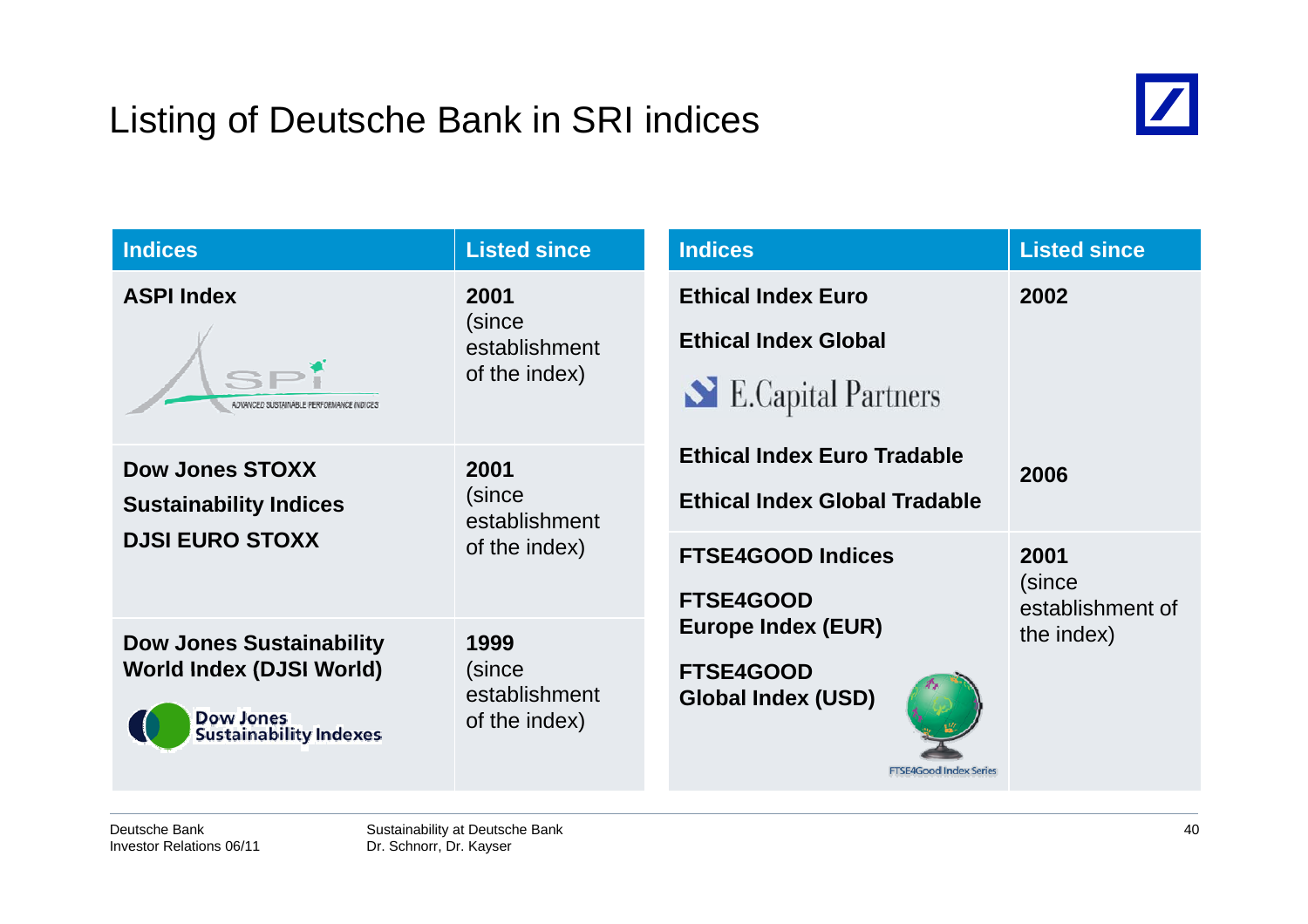# Listing of Deutsche Bank in SRI indices

| Indices | Listed since |
|---|---|
| **ASPI Index** | **2001** (since establishment of the index) |
| **Dow Jones STOXX Sustainability Indices**<br>**DJSI EURO STOXX** | **2001** (since establishment of the index) |
| **Dow Jones Sustainability World Index (DJSI World)** | **1999** (since establishment of the index) |

| Indices | Listed since |
|---|---|
| **Ethical Index Euro**<br>**Ethical Index Global** | **2002** |
| **Ethical Index Euro Tradable**<br>**Ethical Index Global Tradable** | **2006** |
| **FTSE4GOOD Indices**<br>**FTSE4GOOD Europe Index (EUR)**<br>**FTSE4GOOD Global Index (USD)** | **2001** (since establishment of the index) |

Deutsche Bank
Investor Relations 06/11

Sustainability at Deutsche Bank
Dr. Schnorr, Dr. Kayser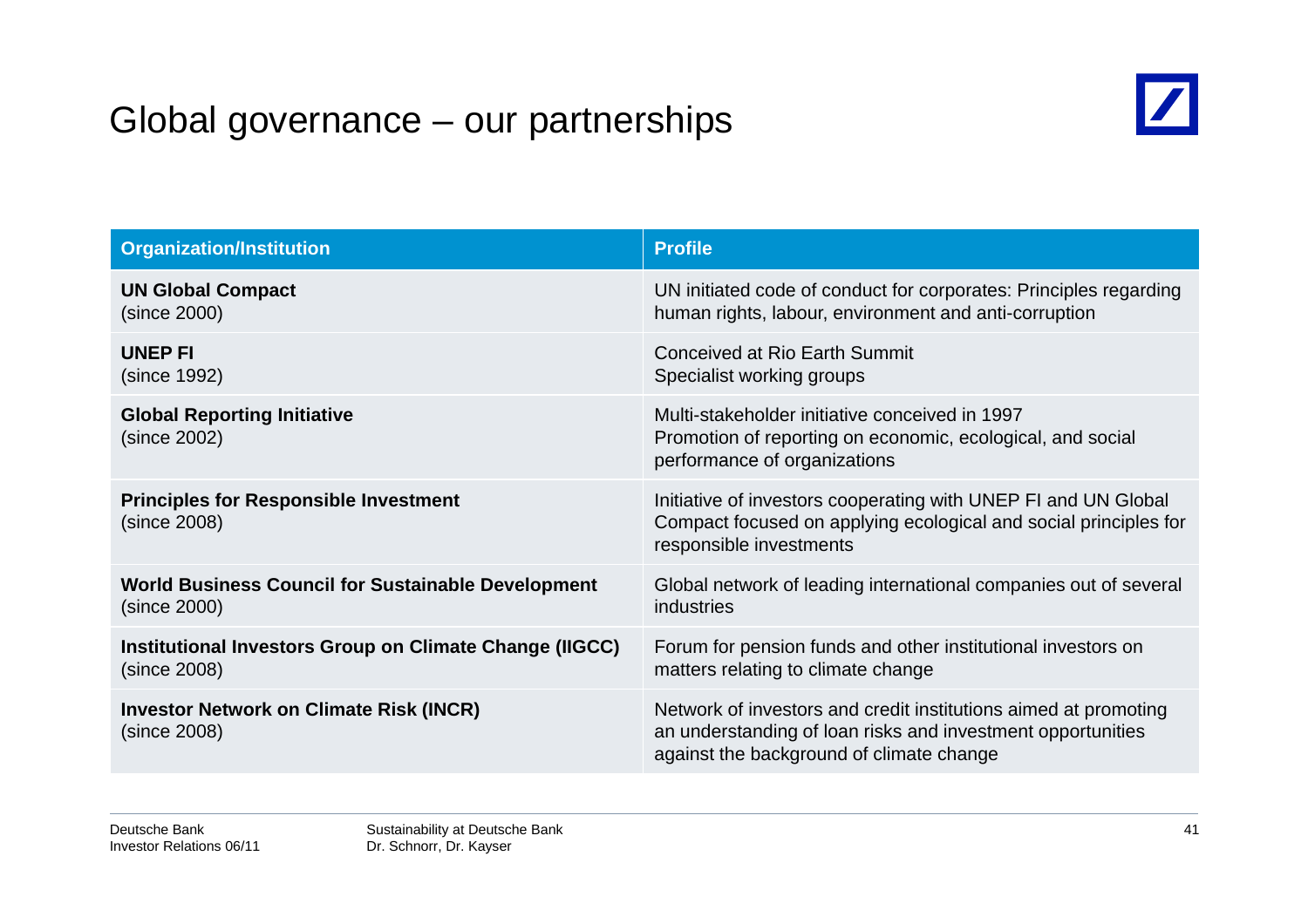# Global governance – our partnerships

| Organization/Institution | Profile |
|---|---|
| **UN Global Compact**<br>(since 2000) | UN initiated code of conduct for corporates: Principles regarding human rights, labour, environment and anti-corruption |
| **UNEP FI**<br>(since 1992) | Conceived at Rio Earth Summit<br>Specialist working groups |
| **Global Reporting Initiative**<br>(since 2002) | Multi-stakeholder initiative conceived in 1997<br>Promotion of reporting on economic, ecological, and social performance of organizations |
| **Principles for Responsible Investment**<br>(since 2008) | Initiative of investors cooperating with UNEP FI and UN Global Compact focused on applying ecological and social principles for responsible investments |
| **World Business Council for Sustainable Development**<br>(since 2000) | Global network of leading international companies out of several industries |
| **Institutional Investors Group on Climate Change (IIGCC)**<br>(since 2008) | Forum for pension funds and other institutional investors on matters relating to climate change |
| **Investor Network on Climate Risk (INCR)**<br>(since 2008) | Network of investors and credit institutions aimed at promoting an understanding of loan risks and investment opportunities against the background of climate change |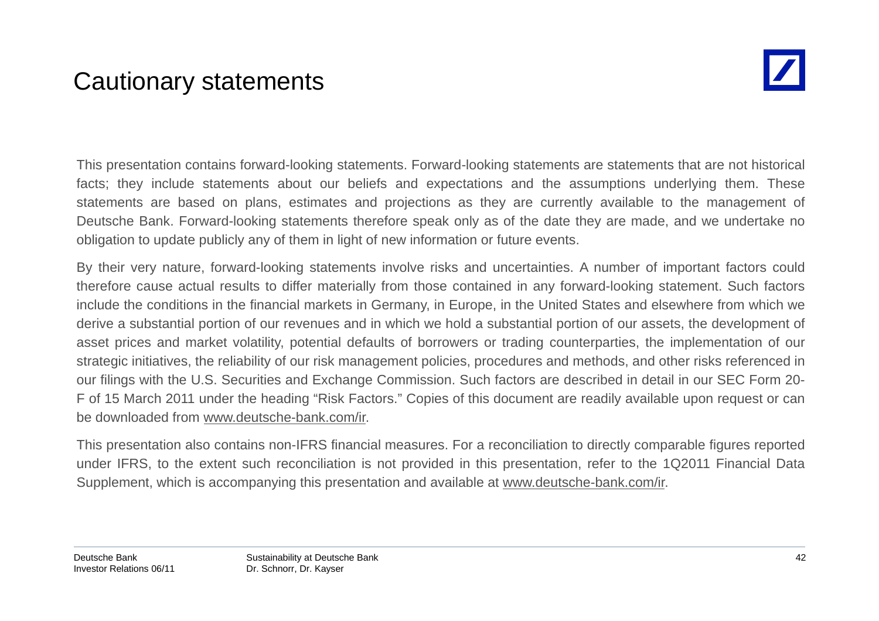# Cautionary statements

This presentation contains forward-looking statements. Forward-looking statements are statements that are not historical facts; they include statements about our beliefs and expectations and the assumptions underlying them. These statements are based on plans, estimates and projections as they are currently available to the management of Deutsche Bank. Forward-looking statements therefore speak only as of the date they are made, and we undertake no obligation to update publicly any of them in light of new information or future events.

By their very nature, forward-looking statements involve risks and uncertainties. A number of important factors could therefore cause actual results to differ materially from those contained in any forward-looking statement. Such factors include the conditions in the financial markets in Germany, in Europe, in the United States and elsewhere from which we derive a substantial portion of our revenues and in which we hold a substantial portion of our assets, the development of asset prices and market volatility, potential defaults of borrowers or trading counterparties, the implementation of our strategic initiatives, the reliability of our risk management policies, procedures and methods, and other risks referenced in our filings with the U.S. Securities and Exchange Commission. Such factors are described in detail in our SEC Form 20-F of 15 March 2011 under the heading "Risk Factors." Copies of this document are readily available upon request or can be downloaded from www.deutsche-bank.com/ir.

This presentation also contains non-IFRS financial measures. For a reconciliation to directly comparable figures reported under IFRS, to the extent such reconciliation is not provided in this presentation, refer to the 1Q2011 Financial Data Supplement, which is accompanying this presentation and available at www.deutsche-bank.com/ir.